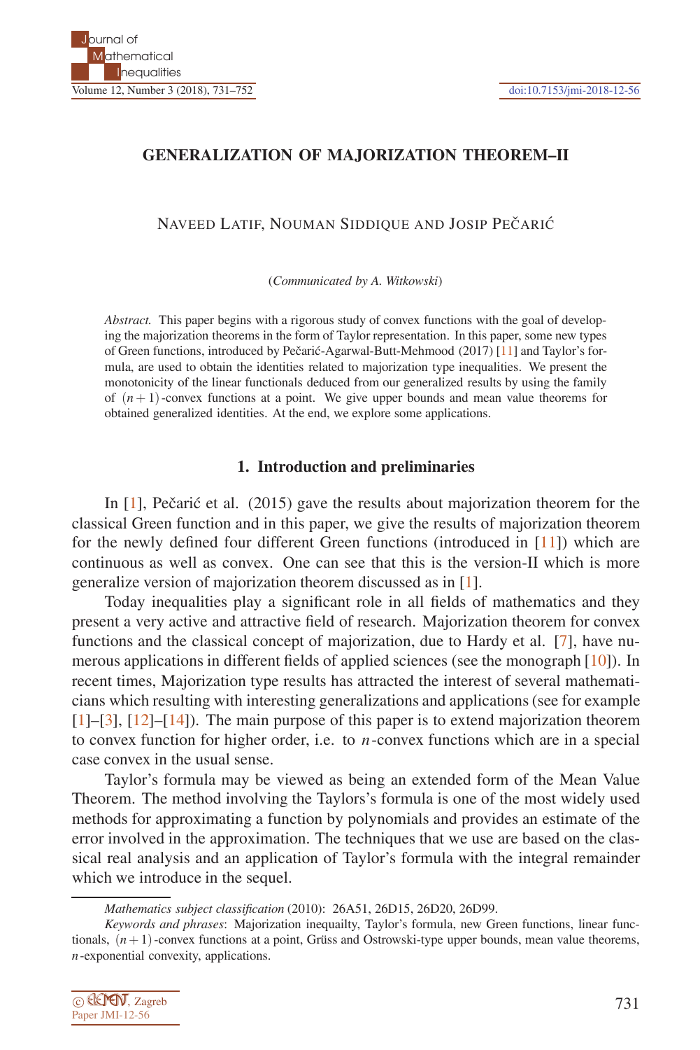# GENERALIZATION OF MAJORIZATION THEOREM–II

NAVEED LATIF, NOUMAN SIDDIQUE AND JOSIP PEČARIĆ

(*Communicated by A. Witkowski*)

*Abstract.* This paper begins with a rigorous study of convex functions with the goal of developing the majorization theorems in the form of Taylor representation. In this paper, some new types of Green functions, introduced by Pečarić-Agarwal-Butt-Mehmood (2017) [11] and Taylor's formula, are used to obtain the identities related to majorization type inequalities. We present the monotonicity of the linear functionals deduced from our generalized results by using the family of $(n+1)$-convex functions at a point. We give upper bounds and mean value theorems for obtained generalized identities. At the end, we explore some applications.

## 1. Introduction and preliminaries

In [1], Pečarić et al. (2015) gave the results about majorization theorem for the classical Green function and in this paper, we give the results of majorization theorem for the newly defined four different Green functions (introduced in [11]) which are continuous as well as convex. One can see that this is the version-II which is more generalize version of majorization theorem discussed as in [1].

Today inequalities play a significant role in all fields of mathematics and they present a very active and attractive field of research. Majorization theorem for convex functions and the classical concept of majorization, due to Hardy et al. [7], have numerous applications in different fields of applied sciences (see the monograph [10]). In recent times, Majorization type results has attracted the interest of several mathematicians which resulting with interesting generalizations and applications (see for example [1]–[3], [12]–[14]). The main purpose of this paper is to extend majorization theorem to convex function for higher order, i.e. to $n$-convex functions which are in a special case convex in the usual sense.

Taylor's formula may be viewed as being an extended form of the Mean Value Theorem. The method involving the Taylors's formula is one of the most widely used methods for approximating a function by polynomials and provides an estimate of the error involved in the approximation. The techniques that we use are based on the classical real analysis and an application of Taylor's formula with the integral remainder which we introduce in the sequel.

*Mathematics subject classification* (2010): 26A51, 26D15, 26D20, 26D99.

*Keywords and phrases*: Majorization inequailty, Taylor's formula, new Green functions, linear functionals, $(n+1)$-convex functions at a point, Grüss and Ostrowski-type upper bounds, mean value theorems, $n$-exponential convexity, applications.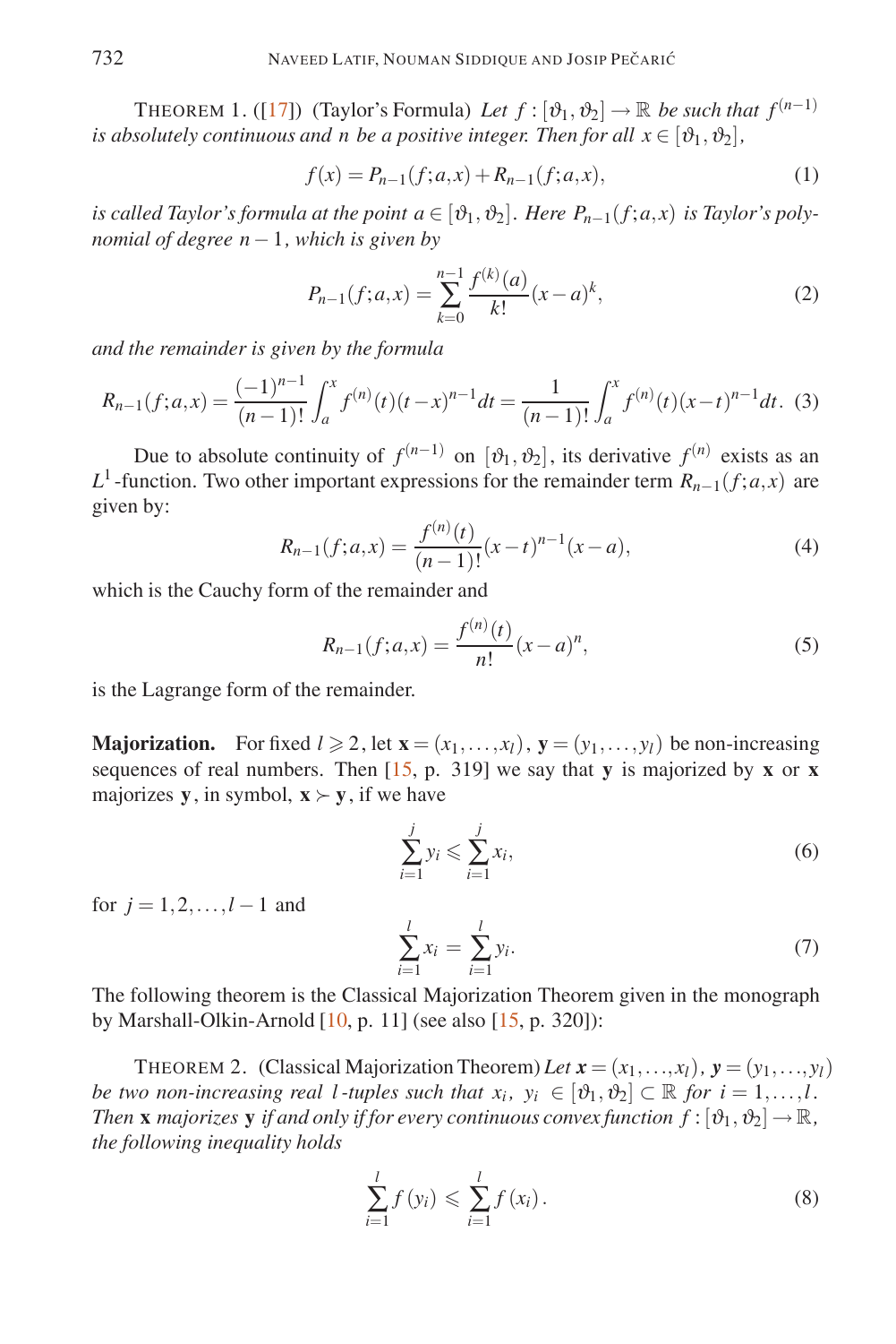THEOREM 1. ([17]) (Taylor's Formula) *Let $f : [\vartheta_1, \vartheta_2] \to \mathbb{R}$ be such that $f^{(n-1)}$ is absolutely continuous and $n$ be a positive integer. Then for all $x \in [\vartheta_1, \vartheta_2]$,*

$$f(x) = P_{n-1}(f;a,x) + R_{n-1}(f;a,x), \tag{1}$$

*is called Taylor's formula at the point $a \in [\vartheta_1, \vartheta_2]$. Here $P_{n-1}(f;a,x)$ is Taylor's polynomial of degree $n-1$, which is given by*

$$P_{n-1}(f;a,x) = \sum_{k=0}^{n-1} \frac{f^{(k)}(a)}{k!}(x-a)^k, \tag{2}$$

*and the remainder is given by the formula*

$$R_{n-1}(f;a,x) = \frac{(-1)^{n-1}}{(n-1)!} \int_a^x f^{(n)}(t)(t-x)^{n-1} dt = \frac{1}{(n-1)!} \int_a^x f^{(n)}(t)(x-t)^{n-1} dt. \tag{3}$$

Due to absolute continuity of $f^{(n-1)}$ on $[\vartheta_1, \vartheta_2]$, its derivative $f^{(n)}$ exists as an $L^1$-function. Two other important expressions for the remainder term $R_{n-1}(f;a,x)$ are given by:

$$R_{n-1}(f;a,x) = \frac{f^{(n)}(t)}{(n-1)!}(x-t)^{n-1}(x-a), \tag{4}$$

which is the Cauchy form of the remainder and

$$R_{n-1}(f;a,x) = \frac{f^{(n)}(t)}{n!}(x-a)^n, \tag{5}$$

is the Lagrange form of the remainder.

**Majorization.** For fixed $l \geqslant 2$, let $\mathbf{x} = (x_1, \ldots, x_l)$, $\mathbf{y} = (y_1, \ldots, y_l)$ be non-increasing sequences of real numbers. Then [15, p. 319] we say that $\mathbf{y}$ is majorized by $\mathbf{x}$ or $\mathbf{x}$ majorizes $\mathbf{y}$, in symbol, $\mathbf{x} \succ \mathbf{y}$, if we have

$$\sum_{i=1}^{j} y_i \leqslant \sum_{i=1}^{j} x_i, \tag{6}$$

for $j = 1, 2, \ldots, l-1$ and

$$\sum_{i=1}^{l} x_i = \sum_{i=1}^{l} y_i. \tag{7}$$

The following theorem is the Classical Majorization Theorem given in the monograph by Marshall-Olkin-Arnold [10, p. 11] (see also [15, p. 320]):

THEOREM 2. (Classical Majorization Theorem) *Let $\mathbf{x} = (x_1, \ldots, x_l)$, $\mathbf{y} = (y_1, \ldots, y_l)$ be two non-increasing real $l$-tuples such that $x_i,\ y_i \in [\vartheta_1, \vartheta_2] \subset \mathbb{R}$ for $i = 1, \ldots, l$. Then $\mathbf{x}$ majorizes $\mathbf{y}$ if and only if for every continuous convex function $f : [\vartheta_1, \vartheta_2] \to \mathbb{R}$, the following inequality holds*

$$\sum_{i=1}^{l} f(y_i) \leqslant \sum_{i=1}^{l} f(x_i). \tag{8}$$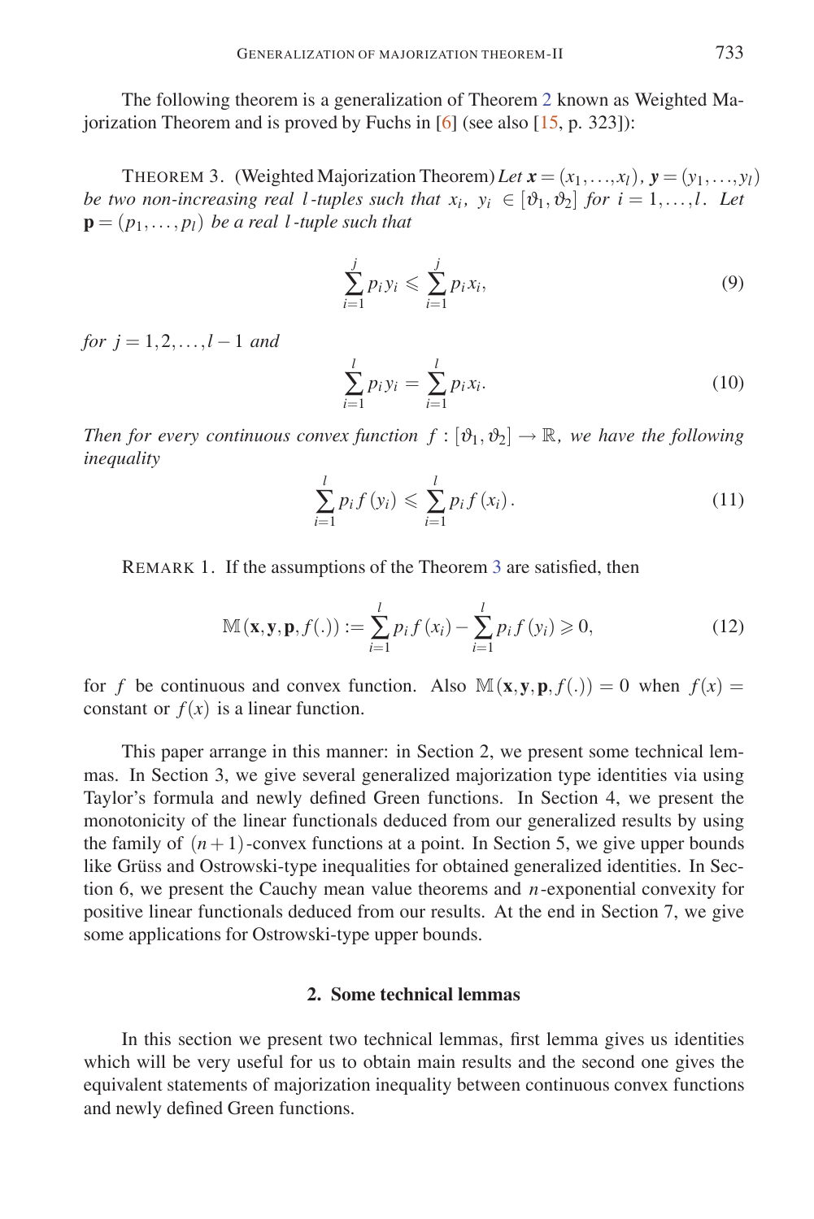The following theorem is a generalization of Theorem 2 known as Weighted Majorization Theorem and is proved by Fuchs in [6] (see also [15, p. 323]):

THEOREM 3. (Weighted Majorization Theorem) *Let* $\boldsymbol{x} = (x_1, \ldots, x_l)$, $\boldsymbol{y} = (y_1, \ldots, y_l)$ *be two non-increasing real* $l$*-tuples such that* $x_i,\ y_i \in [\vartheta_1, \vartheta_2]$ *for* $i = 1, \ldots, l$. *Let* $\mathbf{p} = (p_1, \ldots, p_l)$ *be a real* $l$*-tuple such that*

$$\sum_{i=1}^{j} p_i y_i \leqslant \sum_{i=1}^{j} p_i x_i, \tag{9}$$

*for* $j = 1, 2, \ldots, l-1$ *and*

$$\sum_{i=1}^{l} p_i y_i = \sum_{i=1}^{l} p_i x_i. \tag{10}$$

*Then for every continuous convex function* $f : [\vartheta_1, \vartheta_2] \to \mathbb{R}$, *we have the following inequality*

$$\sum_{i=1}^{l} p_i f(y_i) \leqslant \sum_{i=1}^{l} p_i f(x_i). \tag{11}$$

REMARK 1. If the assumptions of the Theorem 3 are satisfied, then

$$\mathbb{M}(\mathbf{x}, \mathbf{y}, \mathbf{p}, f(.)) := \sum_{i=1}^{l} p_i f(x_i) - \sum_{i=1}^{l} p_i f(y_i) \geqslant 0, \tag{12}$$

for $f$ be continuous and convex function. Also $\mathbb{M}(\mathbf{x}, \mathbf{y}, \mathbf{p}, f(.)) = 0$ when $f(x) =$ constant or $f(x)$ is a linear function.

This paper arrange in this manner: in Section 2, we present some technical lemmas. In Section 3, we give several generalized majorization type identities via using Taylor's formula and newly defined Green functions. In Section 4, we present the monotonicity of the linear functionals deduced from our generalized results by using the family of $(n+1)$-convex functions at a point. In Section 5, we give upper bounds like Grüss and Ostrowski-type inequalities for obtained generalized identities. In Section 6, we present the Cauchy mean value theorems and $n$-exponential convexity for positive linear functionals deduced from our results. At the end in Section 7, we give some applications for Ostrowski-type upper bounds.

## 2. Some technical lemmas

In this section we present two technical lemmas, first lemma gives us identities which will be very useful for us to obtain main results and the second one gives the equivalent statements of majorization inequality between continuous convex functions and newly defined Green functions.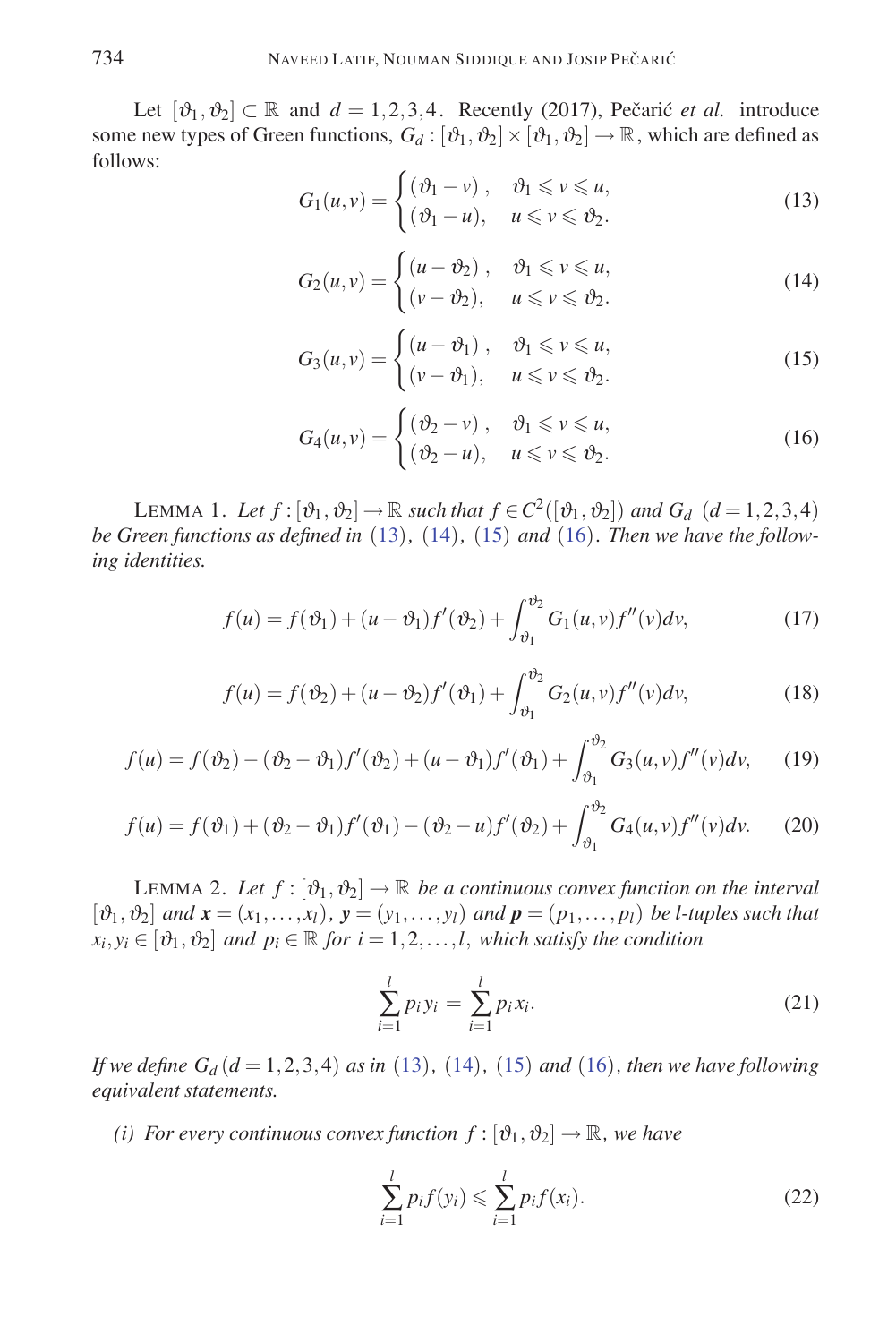Let $[\vartheta_1, \vartheta_2] \subset \mathbb{R}$ and $d = 1,2,3,4$. Recently (2017), Pečarić *et al.* introduce some new types of Green functions, $G_d : [\vartheta_1, \vartheta_2] \times [\vartheta_1, \vartheta_2] \to \mathbb{R}$, which are defined as follows:

$$G_1(u,v) = \begin{cases} (\vartheta_1 - v), & \vartheta_1 \leqslant v \leqslant u, \\ (\vartheta_1 - u), & u \leqslant v \leqslant \vartheta_2. \end{cases} \tag{13}$$

$$G_2(u,v) = \begin{cases} (u - \vartheta_2), & \vartheta_1 \leqslant v \leqslant u, \\ (v - \vartheta_2), & u \leqslant v \leqslant \vartheta_2. \end{cases} \tag{14}$$

$$G_3(u,v) = \begin{cases} (u - \vartheta_1), & \vartheta_1 \leqslant v \leqslant u, \\ (v - \vartheta_1), & u \leqslant v \leqslant \vartheta_2. \end{cases} \tag{15}$$

$$G_4(u,v) = \begin{cases} (\vartheta_2 - v), & \vartheta_1 \leqslant v \leqslant u, \\ (\vartheta_2 - u), & u \leqslant v \leqslant \vartheta_2. \end{cases} \tag{16}$$

LEMMA 1. *Let $f : [\vartheta_1, \vartheta_2] \to \mathbb{R}$ such that $f \in C^2([\vartheta_1, \vartheta_2])$ and $G_d$ $(d = 1,2,3,4)$ be Green functions as defined in (13), (14), (15) and (16). Then we have the following identities.*

$$f(u) = f(\vartheta_1) + (u - \vartheta_1) f'(\vartheta_2) + \int_{\vartheta_1}^{\vartheta_2} G_1(u,v) f''(v) dv, \tag{17}$$

$$f(u) = f(\vartheta_2) + (u - \vartheta_2) f'(\vartheta_1) + \int_{\vartheta_1}^{\vartheta_2} G_2(u,v) f''(v) dv, \tag{18}$$

$$f(u) = f(\vartheta_2) - (\vartheta_2 - \vartheta_1) f'(\vartheta_2) + (u - \vartheta_1) f'(\vartheta_1) + \int_{\vartheta_1}^{\vartheta_2} G_3(u,v) f''(v) dv, \tag{19}$$

$$f(u) = f(\vartheta_1) + (\vartheta_2 - \vartheta_1) f'(\vartheta_1) - (\vartheta_2 - u) f'(\vartheta_2) + \int_{\vartheta_1}^{\vartheta_2} G_4(u,v) f''(v) dv. \tag{20}$$

LEMMA 2. *Let $f : [\vartheta_1, \vartheta_2] \to \mathbb{R}$ be a continuous convex function on the interval $[\vartheta_1, \vartheta_2]$ and $\boldsymbol{x} = (x_1, \ldots, x_l)$, $\boldsymbol{y} = (y_1, \ldots, y_l)$ and $\boldsymbol{p} = (p_1, \ldots, p_l)$ be $l$-tuples such that $x_i, y_i \in [\vartheta_1, \vartheta_2]$ and $p_i \in \mathbb{R}$ for $i = 1,2,\ldots,l$, which satisfy the condition*

$$\sum_{i=1}^{l} p_i y_i = \sum_{i=1}^{l} p_i x_i. \tag{21}$$

*If we define $G_d$ $(d = 1,2,3,4)$ as in (13), (14), (15) and (16), then we have following equivalent statements.*

*(i) For every continuous convex function $f : [\vartheta_1, \vartheta_2] \to \mathbb{R}$, we have*

$$\sum_{i=1}^{l} p_i f(y_i) \leqslant \sum_{i=1}^{l} p_i f(x_i). \tag{22}$$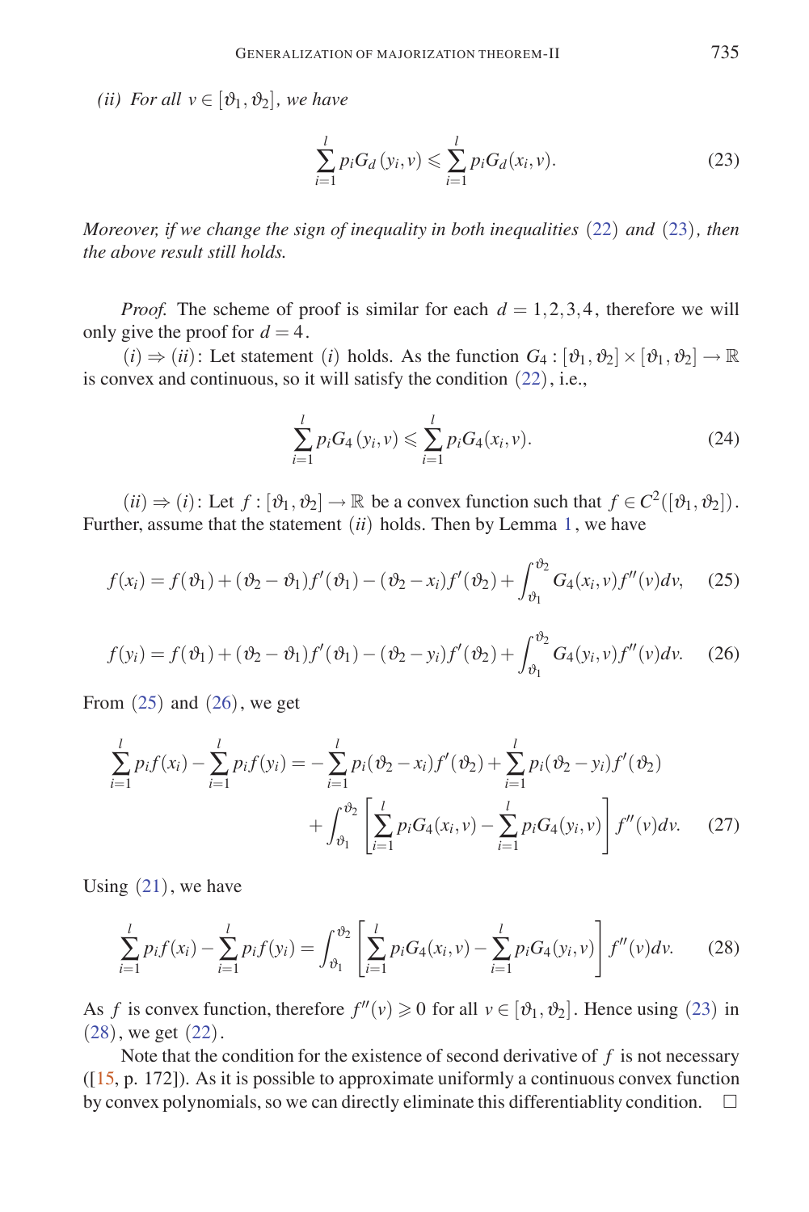*(ii) For all $v \in [\vartheta_1, \vartheta_2]$, we have*

$$\sum_{i=1}^{l} p_i G_d(y_i, v) \leqslant \sum_{i=1}^{l} p_i G_d(x_i, v). \tag{23}$$

*Moreover, if we change the sign of inequality in both inequalities (22) and (23), then the above result still holds.*

*Proof.* The scheme of proof is similar for each $d = 1,2,3,4$, therefore we will only give the proof for $d = 4$.

$(i) \Rightarrow (ii)$: Let statement $(i)$ holds. As the function $G_4 : [\vartheta_1, \vartheta_2] \times [\vartheta_1, \vartheta_2] \to \mathbb{R}$ is convex and continuous, so it will satisfy the condition (22), i.e.,

$$\sum_{i=1}^{l} p_i G_4(y_i, v) \leqslant \sum_{i=1}^{l} p_i G_4(x_i, v). \tag{24}$$

$(ii) \Rightarrow (i)$: Let $f : [\vartheta_1, \vartheta_2] \to \mathbb{R}$ be a convex function such that $f \in C^2([\vartheta_1, \vartheta_2])$. Further, assume that the statement $(ii)$ holds. Then by Lemma 1, we have

$$f(x_i) = f(\vartheta_1) + (\vartheta_2 - \vartheta_1) f'(\vartheta_1) - (\vartheta_2 - x_i) f'(\vartheta_2) + \int_{\vartheta_1}^{\vartheta_2} G_4(x_i, v) f''(v) dv, \tag{25}$$

$$f(y_i) = f(\vartheta_1) + (\vartheta_2 - \vartheta_1) f'(\vartheta_1) - (\vartheta_2 - y_i) f'(\vartheta_2) + \int_{\vartheta_1}^{\vartheta_2} G_4(y_i, v) f''(v) dv. \tag{26}$$

From (25) and (26), we get

$$\begin{aligned}\sum_{i=1}^{l} p_i f(x_i) - \sum_{i=1}^{l} p_i f(y_i) = &- \sum_{i=1}^{l} p_i (\vartheta_2 - x_i) f'(\vartheta_2) + \sum_{i=1}^{l} p_i (\vartheta_2 - y_i) f'(\vartheta_2) \\ &+ \int_{\vartheta_1}^{\vartheta_2} \left[ \sum_{i=1}^{l} p_i G_4(x_i, v) - \sum_{i=1}^{l} p_i G_4(y_i, v) \right] f''(v) dv. \end{aligned} \tag{27}$$

Using (21), we have

$$\sum_{i=1}^{l} p_i f(x_i) - \sum_{i=1}^{l} p_i f(y_i) = \int_{\vartheta_1}^{\vartheta_2} \left[ \sum_{i=1}^{l} p_i G_4(x_i, v) - \sum_{i=1}^{l} p_i G_4(y_i, v) \right] f''(v) dv. \tag{28}$$

As $f$ is convex function, therefore $f''(v) \geqslant 0$ for all $v \in [\vartheta_1, \vartheta_2]$. Hence using (23) in (28), we get (22).

Note that the condition for the existence of second derivative of $f$ is not necessary ([15, p. 172]). As it is possible to approximate uniformly a continuous convex function by convex polynomials, so we can directly eliminate this differentiablity condition. $\square$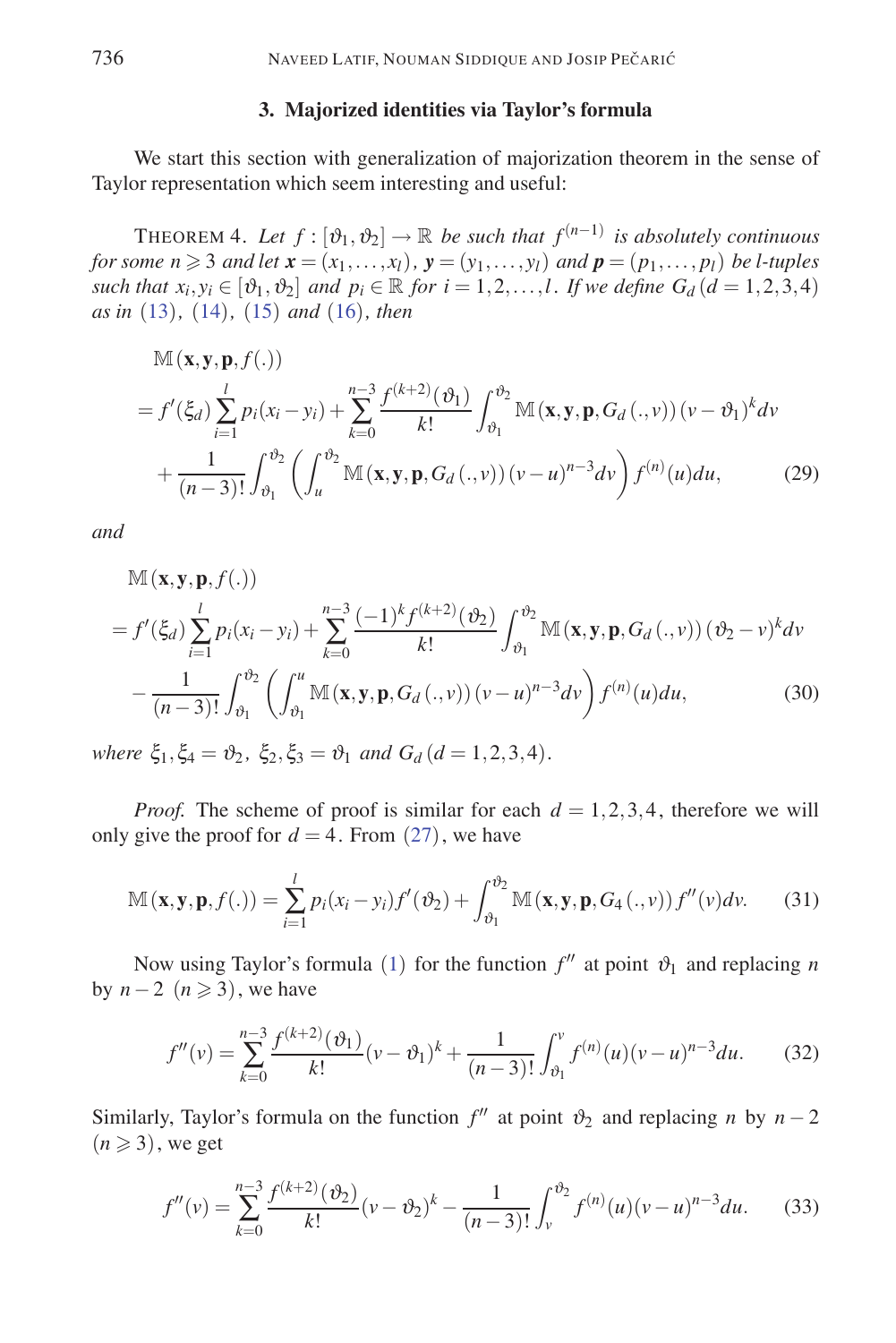### 3. Majorized identities via Taylor's formula

We start this section with generalization of majorization theorem in the sense of Taylor representation which seem interesting and useful:

THEOREM 4. *Let $f : [\vartheta_1, \vartheta_2] \to \mathbb{R}$ be such that $f^{(n-1)}$ is absolutely continuous for some $n \geqslant 3$ and let $\boldsymbol{x} = (x_1, \ldots, x_l)$, $\boldsymbol{y} = (y_1, \ldots, y_l)$ and $\boldsymbol{p} = (p_1, \ldots, p_l)$ be l-tuples such that $x_i, y_i \in [\vartheta_1, \vartheta_2]$ and $p_i \in \mathbb{R}$ for $i = 1, 2, \ldots, l$. If we define $G_d\, (d = 1, 2, 3, 4)$ as in (13), (14), (15) and (16), then*

$$
\begin{aligned}
&\mathbb{M}(\mathbf{x}, \mathbf{y}, \mathbf{p}, f(.)) \\
&= f'(\xi_d) \sum_{i=1}^{l} p_i (x_i - y_i) + \sum_{k=0}^{n-3} \frac{f^{(k+2)}(\vartheta_1)}{k!} \int_{\vartheta_1}^{\vartheta_2} \mathbb{M}(\mathbf{x}, \mathbf{y}, \mathbf{p}, G_d(., v)) (v - \vartheta_1)^k dv \\
&\quad + \frac{1}{(n-3)!} \int_{\vartheta_1}^{\vartheta_2} \left( \int_{u}^{\vartheta_2} \mathbb{M}(\mathbf{x}, \mathbf{y}, \mathbf{p}, G_d(., v)) (v - u)^{n-3} dv \right) f^{(n)}(u) du,
\end{aligned}
\tag{29}
$$

*and*

$$
\begin{aligned}
&\mathbb{M}(\mathbf{x}, \mathbf{y}, \mathbf{p}, f(.)) \\
&= f'(\xi_d) \sum_{i=1}^{l} p_i (x_i - y_i) + \sum_{k=0}^{n-3} \frac{(-1)^k f^{(k+2)}(\vartheta_2)}{k!} \int_{\vartheta_1}^{\vartheta_2} \mathbb{M}(\mathbf{x}, \mathbf{y}, \mathbf{p}, G_d(., v)) (\vartheta_2 - v)^k dv \\
&\quad - \frac{1}{(n-3)!} \int_{\vartheta_1}^{\vartheta_2} \left( \int_{\vartheta_1}^{u} \mathbb{M}(\mathbf{x}, \mathbf{y}, \mathbf{p}, G_d(., v)) (v - u)^{n-3} dv \right) f^{(n)}(u) du,
\end{aligned}
\tag{30}
$$

*where $\xi_1, \xi_4 = \vartheta_2$, $\xi_2, \xi_3 = \vartheta_1$ and $G_d\, (d = 1, 2, 3, 4)$.*

*Proof.* The scheme of proof is similar for each $d = 1, 2, 3, 4$, therefore we will only give the proof for $d = 4$. From (27), we have

$$
\mathbb{M}(\mathbf{x}, \mathbf{y}, \mathbf{p}, f(.)) = \sum_{i=1}^{l} p_i (x_i - y_i) f'(\vartheta_2) + \int_{\vartheta_1}^{\vartheta_2} \mathbb{M}(\mathbf{x}, \mathbf{y}, \mathbf{p}, G_4(., v)) f''(v) dv. \tag{31}
$$

Now using Taylor's formula (1) for the function $f''$ at point $\vartheta_1$ and replacing $n$ by $n-2$ $(n \geqslant 3)$, we have

$$
f''(v) = \sum_{k=0}^{n-3} \frac{f^{(k+2)}(\vartheta_1)}{k!} (v - \vartheta_1)^k + \frac{1}{(n-3)!} \int_{\vartheta_1}^{v} f^{(n)}(u) (v - u)^{n-3} du. \tag{32}
$$

Similarly, Taylor's formula on the function $f''$ at point $\vartheta_2$ and replacing $n$ by $n-2$ $(n \geqslant 3)$, we get

$$
f''(v) = \sum_{k=0}^{n-3} \frac{f^{(k+2)}(\vartheta_2)}{k!} (v - \vartheta_2)^k - \frac{1}{(n-3)!} \int_{v}^{\vartheta_2} f^{(n)}(u) (v - u)^{n-3} du. \tag{33}
$$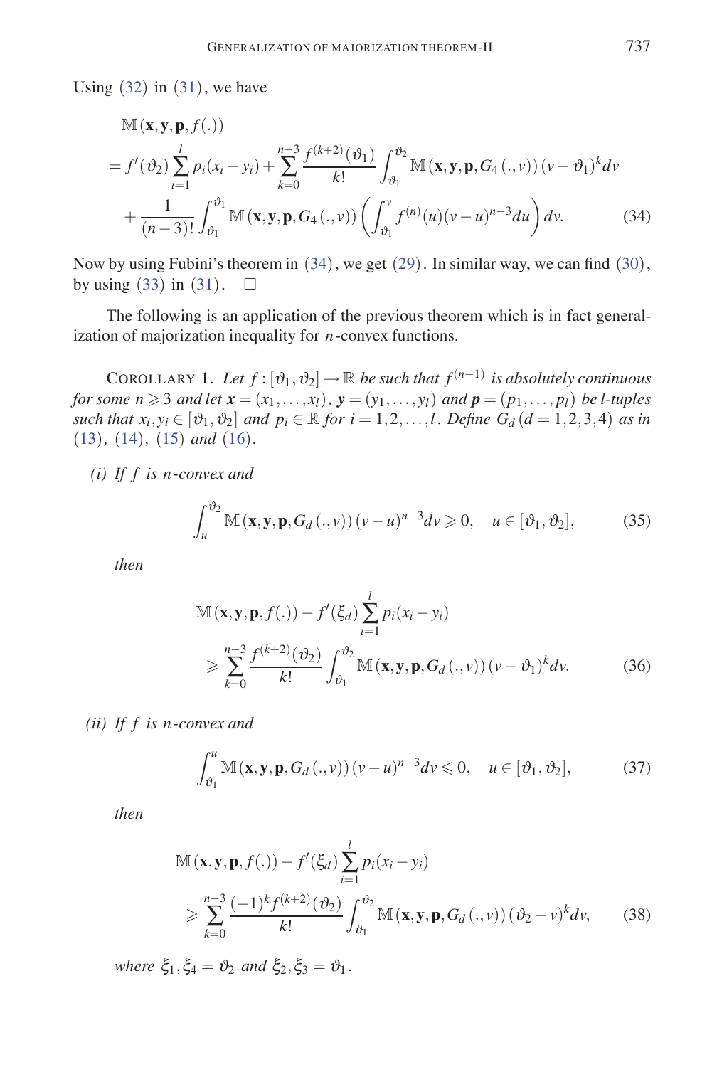Using (32) in (31), we have

$$
\begin{aligned}
&\mathbb{M}(\mathbf{x},\mathbf{y},\mathbf{p},f(.)) \\
&= f'(\vartheta_2)\sum_{i=1}^{l} p_i(x_i-y_i) + \sum_{k=0}^{n-3}\frac{f^{(k+2)}(\vartheta_1)}{k!}\int_{\vartheta_1}^{\vartheta_2}\mathbb{M}(\mathbf{x},\mathbf{y},\mathbf{p},G_4(.,v))(v-\vartheta_1)^k dv \\
&\quad + \frac{1}{(n-3)!}\int_{\vartheta_1}^{\vartheta_1}\mathbb{M}(\mathbf{x},\mathbf{y},\mathbf{p},G_4(.,v))\left(\int_{\vartheta_1}^{v} f^{(n)}(u)(v-u)^{n-3}du\right)dv. \qquad (34)
\end{aligned}
$$

Now by using Fubini's theorem in (34), we get (29). In similar way, we can find (30), by using (33) in (31). $\square$

The following is an application of the previous theorem which is in fact generalization of majorization inequality for $n$-convex functions.

COROLLARY 1. *Let $f:[\vartheta_1,\vartheta_2]\to\mathbb{R}$ be such that $f^{(n-1)}$ is absolutely continuous for some $n\geqslant 3$ and let $\boldsymbol{x}=(x_1,\ldots,x_l)$, $\boldsymbol{y}=(y_1,\ldots,y_l)$ and $\boldsymbol{p}=(p_1,\ldots,p_l)$ be l-tuples such that $x_i,y_i\in[\vartheta_1,\vartheta_2]$ and $p_i\in\mathbb{R}$ for $i=1,2,\ldots,l$. Define $G_d\,(d=1,2,3,4)$ as in (13), (14), (15) and (16).*

*(i) If $f$ is $n$-convex and*

$$
\int_{u}^{\vartheta_2}\mathbb{M}(\mathbf{x},\mathbf{y},\mathbf{p},G_d(.,v))(v-u)^{n-3}dv\geqslant 0,\quad u\in[\vartheta_1,\vartheta_2], \qquad (35)
$$

*then*

$$
\begin{aligned}
&\mathbb{M}(\mathbf{x},\mathbf{y},\mathbf{p},f(.)) - f'(\xi_d)\sum_{i=1}^{l}p_i(x_i-y_i) \\
&\quad\geqslant \sum_{k=0}^{n-3}\frac{f^{(k+2)}(\vartheta_2)}{k!}\int_{\vartheta_1}^{\vartheta_2}\mathbb{M}(\mathbf{x},\mathbf{y},\mathbf{p},G_d(.,v))(v-\vartheta_1)^k dv. \qquad (36)
\end{aligned}
$$

*(ii) If $f$ is $n$-convex and*

$$
\int_{\vartheta_1}^{u}\mathbb{M}(\mathbf{x},\mathbf{y},\mathbf{p},G_d(.,v))(v-u)^{n-3}dv\leqslant 0,\quad u\in[\vartheta_1,\vartheta_2], \qquad (37)
$$

*then*

$$
\begin{aligned}
&\mathbb{M}(\mathbf{x},\mathbf{y},\mathbf{p},f(.)) - f'(\xi_d)\sum_{i=1}^{l}p_i(x_i-y_i) \\
&\quad\geqslant \sum_{k=0}^{n-3}\frac{(-1)^k f^{(k+2)}(\vartheta_2)}{k!}\int_{\vartheta_1}^{\vartheta_2}\mathbb{M}(\mathbf{x},\mathbf{y},\mathbf{p},G_d(.,v))(\vartheta_2-v)^k dv, \qquad (38)
\end{aligned}
$$

*where $\xi_1,\xi_4=\vartheta_2$ and $\xi_2,\xi_3=\vartheta_1$.*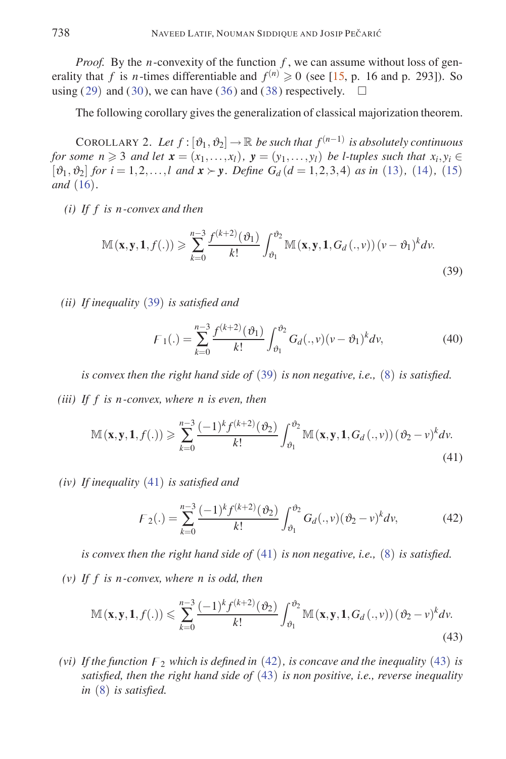*Proof.* By the $n$-convexity of the function $f$, we can assume without loss of generality that $f$ is $n$-times differentiable and $f^{(n)} \geqslant 0$ (see [15, p. 16 and p. 293]). So using (29) and (30), we can have (36) and (38) respectively. $\square$

The following corollary gives the generalization of classical majorization theorem.

COROLLARY 2. *Let $f : [\vartheta_1, \vartheta_2] \to \mathbb{R}$ be such that $f^{(n-1)}$ is absolutely continuous for some $n \geqslant 3$ and let $\boldsymbol{x} = (x_1, \ldots, x_l)$, $\boldsymbol{y} = (y_1, \ldots, y_l)$ be $l$-tuples such that $x_i, y_i \in [\vartheta_1, \vartheta_2]$ for $i = 1, 2, \ldots, l$ and $\boldsymbol{x} \succ \boldsymbol{y}$. Define $G_d$ $(d = 1,2,3,4)$ as in (13), (14), (15) and (16).*

*(i) If $f$ is $n$-convex and then*

$$\mathbb{M}(\mathbf{x}, \mathbf{y}, \mathbf{1}, f(.)) \geqslant \sum_{k=0}^{n-3} \frac{f^{(k+2)}(\vartheta_1)}{k!} \int_{\vartheta_1}^{\vartheta_2} \mathbb{M}(\mathbf{x}, \mathbf{y}, \mathbf{1}, G_d(., v))\, (v - \vartheta_1)^k dv. \tag{39}$$

*(ii) If inequality (39) is satisfied and*

$$\digamma_1(.) = \sum_{k=0}^{n-3} \frac{f^{(k+2)}(\vartheta_1)}{k!} \int_{\vartheta_1}^{\vartheta_2} G_d(., v)(v - \vartheta_1)^k dv, \tag{40}$$

*is convex then the right hand side of (39) is non negative, i.e., (8) is satisfied.*

*(iii) If $f$ is $n$-convex, where $n$ is even, then*

$$\mathbb{M}(\mathbf{x}, \mathbf{y}, \mathbf{1}, f(.)) \geqslant \sum_{k=0}^{n-3} \frac{(-1)^k f^{(k+2)}(\vartheta_2)}{k!} \int_{\vartheta_1}^{\vartheta_2} \mathbb{M}(\mathbf{x}, \mathbf{y}, \mathbf{1}, G_d(., v))\, (\vartheta_2 - v)^k dv. \tag{41}$$

*(iv) If inequality (41) is satisfied and*

$$\digamma_2(.) = \sum_{k=0}^{n-3} \frac{(-1)^k f^{(k+2)}(\vartheta_2)}{k!} \int_{\vartheta_1}^{\vartheta_2} G_d(., v)(\vartheta_2 - v)^k dv, \tag{42}$$

*is convex then the right hand side of (41) is non negative, i.e., (8) is satisfied.*

*(v) If $f$ is $n$-convex, where $n$ is odd, then*

$$\mathbb{M}(\mathbf{x}, \mathbf{y}, \mathbf{1}, f(.)) \leqslant \sum_{k=0}^{n-3} \frac{(-1)^k f^{(k+2)}(\vartheta_2)}{k!} \int_{\vartheta_1}^{\vartheta_2} \mathbb{M}(\mathbf{x}, \mathbf{y}, \mathbf{1}, G_d(., v))\, (\vartheta_2 - v)^k dv. \tag{43}$$

*(vi) If the function $\digamma_2$ which is defined in (42), is concave and the inequality (43) is satisfied, then the right hand side of (43) is non positive, i.e., reverse inequality in (8) is satisfied.*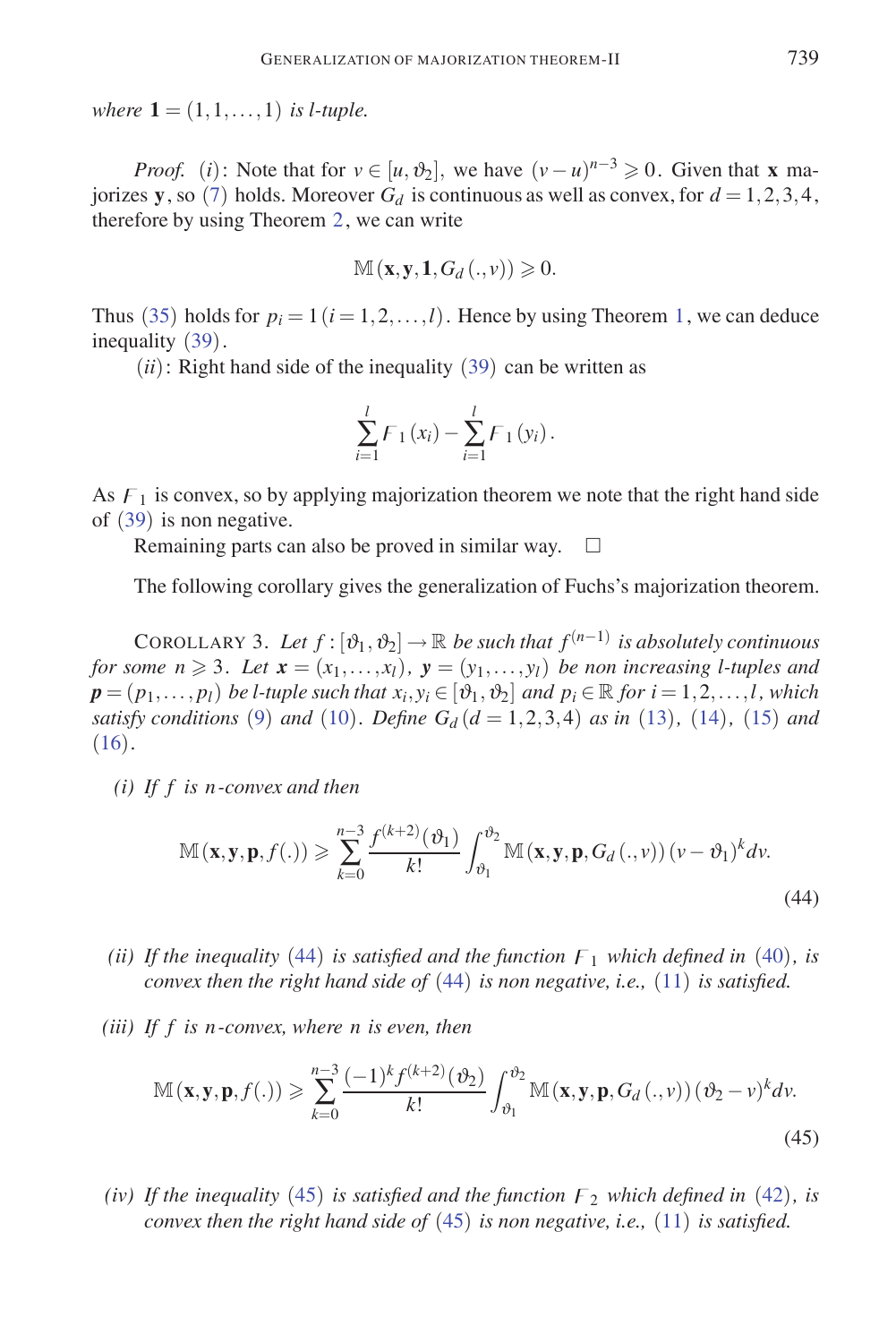*where* $\mathbf{1} = (1,1,\ldots,1)$ *is l-tuple.*

*Proof.* $(i)$: Note that for $v \in [u, \vartheta_2]$, we have $(v-u)^{n-3} \geqslant 0$. Given that $\mathbf{x}$ majorizes $\mathbf{y}$, so (7) holds. Moreover $G_d$ is continuous as well as convex, for $d = 1,2,3,4$, therefore by using Theorem 2, we can write

$$\mathbb{M}(\mathbf{x}, \mathbf{y}, \mathbf{1}, G_d(.,v)) \geqslant 0.$$

Thus (35) holds for $p_i = 1\,(i = 1,2,\ldots,l)$. Hence by using Theorem 1, we can deduce inequality (39).

$(ii)$: Right hand side of the inequality (39) can be written as

$$\sum_{i=1}^{l} \digamma_1(x_i) - \sum_{i=1}^{l} \digamma_1(y_i).$$

As $\digamma_1$ is convex, so by applying majorization theorem we note that the right hand side of (39) is non negative.

Remaining parts can also be proved in similar way. $\square$

The following corollary gives the generalization of Fuchs's majorization theorem.

COROLLARY 3. *Let* $f : [\vartheta_1, \vartheta_2] \to \mathbb{R}$ *be such that* $f^{(n-1)}$ *is absolutely continuous for some* $n \geqslant 3$. *Let* $\boldsymbol{x} = (x_1,\ldots,x_l)$, $\boldsymbol{y} = (y_1,\ldots,y_l)$ *be non increasing l-tuples and* $\boldsymbol{p} = (p_1,\ldots,p_l)$ *be l-tuple such that* $x_i, y_i \in [\vartheta_1, \vartheta_2]$ *and* $p_i \in \mathbb{R}$ *for* $i = 1,2,\ldots,l$, *which satisfy conditions* (9) *and* (10). *Define* $G_d\,(d = 1,2,3,4)$ *as in* (13), (14), (15) *and* (16).

*(i) If* $f$ *is* $n$*-convex and then*

$$\mathbb{M}(\mathbf{x}, \mathbf{y}, \mathbf{p}, f(.)) \geqslant \sum_{k=0}^{n-3} \frac{f^{(k+2)}(\vartheta_1)}{k!} \int_{\vartheta_1}^{\vartheta_2} \mathbb{M}(\mathbf{x}, \mathbf{y}, \mathbf{p}, G_d(.,v))\,(v-\vartheta_1)^k dv. \tag{44}$$

*(ii) If the inequality* (44) *is satisfied and the function* $\digamma_1$ *which defined in* (40), *is convex then the right hand side of* (44) *is non negative, i.e.,* (11) *is satisfied.*

*(iii) If* $f$ *is* $n$*-convex, where* $n$ *is even, then*

$$\mathbb{M}(\mathbf{x}, \mathbf{y}, \mathbf{p}, f(.)) \geqslant \sum_{k=0}^{n-3} \frac{(-1)^k f^{(k+2)}(\vartheta_2)}{k!} \int_{\vartheta_1}^{\vartheta_2} \mathbb{M}(\mathbf{x}, \mathbf{y}, \mathbf{p}, G_d(.,v))\,(\vartheta_2 - v)^k dv. \tag{45}$$

*(iv) If the inequality* (45) *is satisfied and the function* $\digamma_2$ *which defined in* (42), *is convex then the right hand side of* (45) *is non negative, i.e.,* (11) *is satisfied.*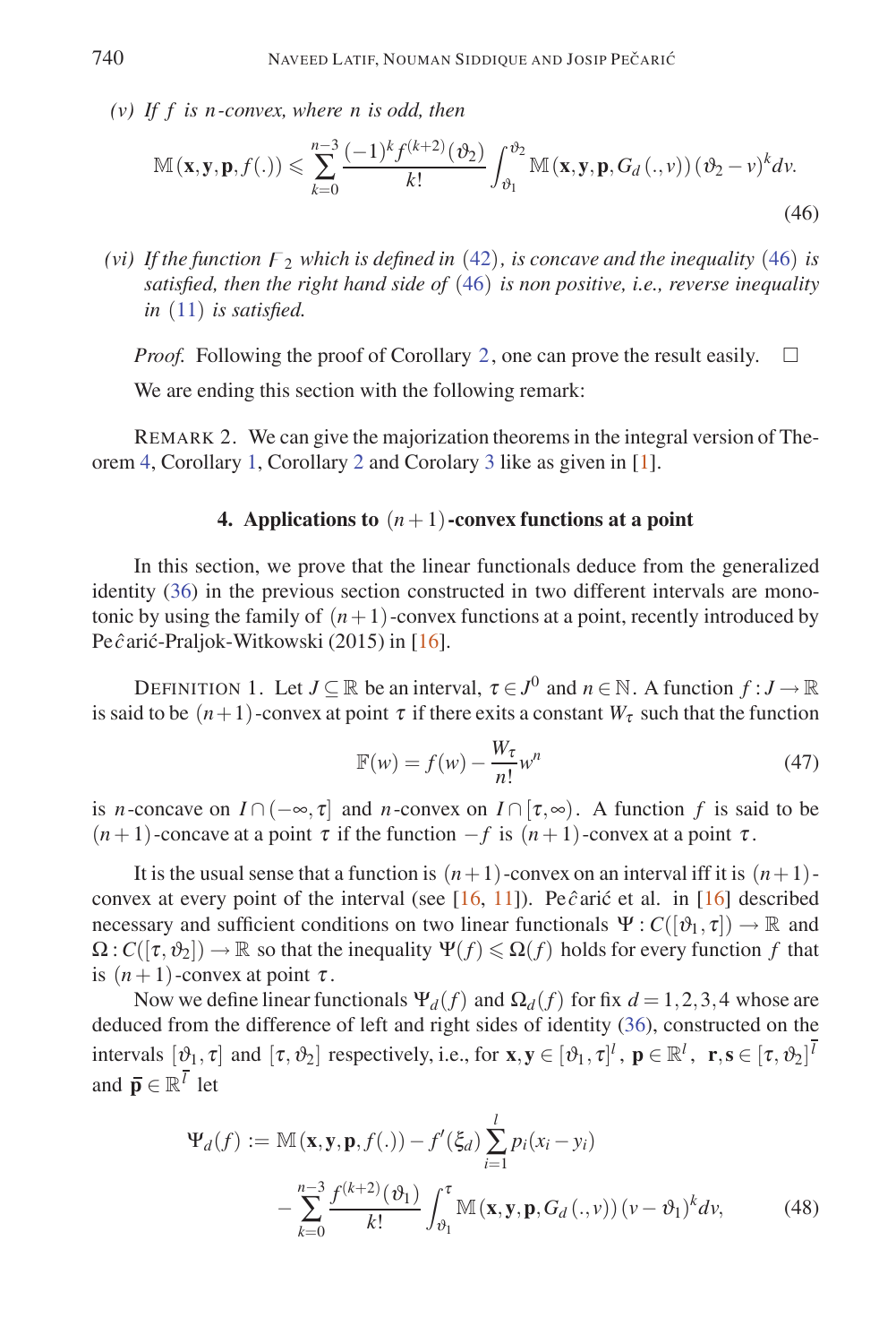*(v) If $f$ is $n$-convex, where $n$ is odd, then*

$$\mathbb{M}(\mathbf{x},\mathbf{y},\mathbf{p},f(.)) \leqslant \sum_{k=0}^{n-3} \frac{(-1)^k f^{(k+2)}(\vartheta_2)}{k!} \int_{\vartheta_1}^{\vartheta_2} \mathbb{M}(\mathbf{x},\mathbf{y},\mathbf{p},G_d(.,v))(\vartheta_2 - v)^k dv. \tag{46}$$

*(vi) If the function $F_2$ which is defined in (42), is concave and the inequality (46) is satisfied, then the right hand side of (46) is non positive, i.e., reverse inequality in (11) is satisfied.*

*Proof.* Following the proof of Corollary 2, one can prove the result easily. □

We are ending this section with the following remark:

REMARK 2. We can give the majorization theorems in the integral version of Theorem 4, Corollary 1, Corollary 2 and Corolary 3 like as given in [1].

## 4. Applications to $(n+1)$-convex functions at a point

In this section, we prove that the linear functionals deduce from the generalized identity (36) in the previous section constructed in two different intervals are monotonic by using the family of $(n+1)$-convex functions at a point, recently introduced by Peĉarić-Praljok-Witkowski (2015) in [16].

DEFINITION 1. Let $J \subseteq \mathbb{R}$ be an interval, $\tau \in J^0$ and $n \in \mathbb{N}$. A function $f : J \to \mathbb{R}$ is said to be $(n+1)$-convex at point $\tau$ if there exits a constant $W_\tau$ such that the function

$$\mathbb{F}(w) = f(w) - \frac{W_\tau}{n!} w^n \tag{47}$$

is $n$-concave on $I \cap (-\infty, \tau]$ and $n$-convex on $I \cap [\tau, \infty)$. A function $f$ is said to be $(n+1)$-concave at a point $\tau$ if the function $-f$ is $(n+1)$-convex at a point $\tau$.

It is the usual sense that a function is $(n+1)$-convex on an interval iff it is $(n+1)$-convex at every point of the interval (see [16, 11]). Peĉarić et al. in [16] described necessary and sufficient conditions on two linear functionals $\Psi : C([\vartheta_1, \tau]) \to \mathbb{R}$ and $\Omega : C([\tau, \vartheta_2]) \to \mathbb{R}$ so that the inequality $\Psi(f) \leqslant \Omega(f)$ holds for every function $f$ that is $(n+1)$-convex at point $\tau$.

Now we define linear functionals $\Psi_d(f)$ and $\Omega_d(f)$ for fix $d = 1,2,3,4$ whose are deduced from the difference of left and right sides of identity (36), constructed on the intervals $[\vartheta_1, \tau]$ and $[\tau, \vartheta_2]$ respectively, i.e., for $\mathbf{x},\mathbf{y} \in [\vartheta_1, \tau]^l$, $\mathbf{p} \in \mathbb{R}^l$, $\mathbf{r},\mathbf{s} \in [\tau, \vartheta_2]^{\overline{l}}$ and $\bar{\mathbf{p}} \in \mathbb{R}^{\overline{l}}$ let

$$\begin{aligned}\Psi_d(f) := \mathbb{M}(\mathbf{x},\mathbf{y},\mathbf{p},f(.)) &- f'(\xi_d) \sum_{i=1}^{l} p_i(x_i - y_i) \\ &- \sum_{k=0}^{n-3} \frac{f^{(k+2)}(\vartheta_1)}{k!} \int_{\vartheta_1}^{\tau} \mathbb{M}(\mathbf{x},\mathbf{y},\mathbf{p},G_d(.,v))(v - \vartheta_1)^k dv,\end{aligned} \tag{48}$$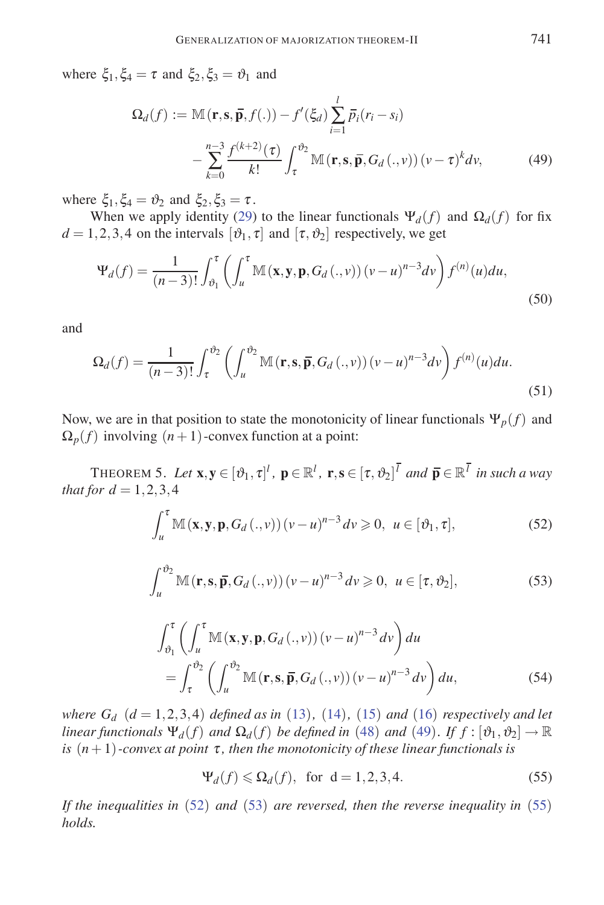where $\xi_1, \xi_4 = \tau$ and $\xi_2, \xi_3 = \vartheta_1$ and

$$\Omega_d(f) := \mathbb{M}(\mathbf{r}, \mathbf{s}, \overline{\mathbf{p}}, f(.)) - f'(\xi_d) \sum_{i=1}^{l} \overline{p}_i (r_i - s_i) - \sum_{k=0}^{n-3} \frac{f^{(k+2)}(\tau)}{k!} \int_{\tau}^{\vartheta_2} \mathbb{M}(\mathbf{r}, \mathbf{s}, \overline{\mathbf{p}}, G_d(., v)) (v - \tau)^k dv, \tag{49}$$

where $\xi_1, \xi_4 = \vartheta_2$ and $\xi_2, \xi_3 = \tau$.

When we apply identity (29) to the linear functionals $\Psi_d(f)$ and $\Omega_d(f)$ for fix $d = 1,2,3,4$ on the intervals $[\vartheta_1, \tau]$ and $[\tau, \vartheta_2]$ respectively, we get

$$\Psi_d(f) = \frac{1}{(n-3)!} \int_{\vartheta_1}^{\tau} \left( \int_{u}^{\tau} \mathbb{M}(\mathbf{x}, \mathbf{y}, \mathbf{p}, G_d(., v)) (v - u)^{n-3} dv \right) f^{(n)}(u) du, \tag{50}$$

and

$$\Omega_d(f) = \frac{1}{(n-3)!} \int_{\tau}^{\vartheta_2} \left( \int_{u}^{\vartheta_2} \mathbb{M}(\mathbf{r}, \mathbf{s}, \overline{\mathbf{p}}, G_d(., v)) (v - u)^{n-3} dv \right) f^{(n)}(u) du. \tag{51}$$

Now, we are in that position to state the monotonicity of linear functionals $\Psi_p(f)$ and $\Omega_p(f)$ involving $(n+1)$-convex function at a point:

THEOREM 5. *Let $\mathbf{x}, \mathbf{y} \in [\vartheta_1, \tau]^l$, $\mathbf{p} \in \mathbb{R}^l$, $\mathbf{r}, \mathbf{s} \in [\tau, \vartheta_2]^{\overline{l}}$ and $\overline{\mathbf{p}} \in \mathbb{R}^{\overline{l}}$ in such a way that for $d = 1,2,3,4$*

$$\int_{u}^{\tau} \mathbb{M}(\mathbf{x}, \mathbf{y}, \mathbf{p}, G_d(., v)) (v - u)^{n-3} dv \geqslant 0, \ \ u \in [\vartheta_1, \tau], \tag{52}$$

$$\int_{u}^{\vartheta_2} \mathbb{M}(\mathbf{r}, \mathbf{s}, \overline{\mathbf{p}}, G_d(., v)) (v - u)^{n-3} dv \geqslant 0, \ \ u \in [\tau, \vartheta_2], \tag{53}$$

$$\int_{\vartheta_1}^{\tau} \left( \int_{u}^{\tau} \mathbb{M}(\mathbf{x}, \mathbf{y}, \mathbf{p}, G_d(., v)) (v - u)^{n-3} dv \right) du = \int_{\tau}^{\vartheta_2} \left( \int_{u}^{\vartheta_2} \mathbb{M}(\mathbf{r}, \mathbf{s}, \overline{\mathbf{p}}, G_d(., v)) (v - u)^{n-3} dv \right) du, \tag{54}$$

*where $G_d$ $(d = 1,2,3,4)$ defined as in (13), (14), (15) and (16) respectively and let linear functionals $\Psi_d(f)$ and $\Omega_d(f)$ be defined in (48) and (49). If $f : [\vartheta_1, \vartheta_2] \to \mathbb{R}$ is $(n+1)$-convex at point $\tau$, then the monotonicity of these linear functionals is*

$$\Psi_d(f) \leqslant \Omega_d(f), \ \ \text{for d} = 1,2,3,4. \tag{55}$$

*If the inequalities in (52) and (53) are reversed, then the reverse inequality in (55) holds.*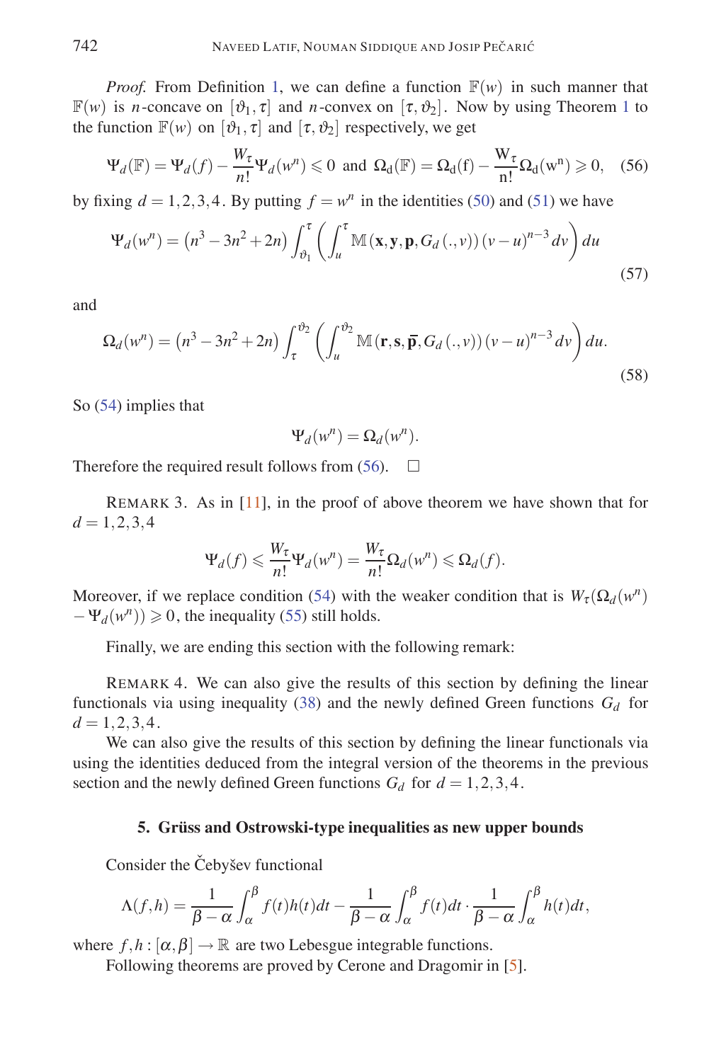*Proof.* From Definition 1, we can define a function $\mathbb{F}(w)$ in such manner that $\mathbb{F}(w)$ is $n$-concave on $[\vartheta_1, \tau]$ and $n$-convex on $[\tau, \vartheta_2]$. Now by using Theorem 1 to the function $\mathbb{F}(w)$ on $[\vartheta_1, \tau]$ and $[\tau, \vartheta_2]$ respectively, we get

$$\Psi_d(\mathbb{F}) = \Psi_d(f) - \frac{W_\tau}{n!}\Psi_d(w^n) \leqslant 0 \text{ and } \Omega_d(\mathbb{F}) = \Omega_d(f) - \frac{W_\tau}{n!}\Omega_d(w^n) \geqslant 0, \quad (56)$$

by fixing $d = 1,2,3,4$. By putting $f = w^n$ in the identities (50) and (51) we have

$$\Psi_d(w^n) = \left(n^3 - 3n^2 + 2n\right) \int_{\vartheta_1}^{\tau} \left( \int_u^{\tau} \mathbb{M}\left(\mathbf{x}, \mathbf{y}, \mathbf{p}, G_d\left(.,v\right)\right)(v-u)^{n-3} dv \right) du \quad (57)$$

and

$$\Omega_d(w^n) = \left(n^3 - 3n^2 + 2n\right) \int_{\tau}^{\vartheta_2} \left( \int_u^{\vartheta_2} \mathbb{M}\left(\mathbf{r}, \mathbf{s}, \bar{\mathbf{p}}, G_d\left(.,v\right)\right)(v-u)^{n-3} dv \right) du. \quad (58)$$

So (54) implies that

$$\Psi_d(w^n) = \Omega_d(w^n).$$

Therefore the required result follows from (56). $\square$

REMARK 3. As in [11], in the proof of above theorem we have shown that for $d = 1,2,3,4$

$$\Psi_d(f) \leqslant \frac{W_\tau}{n!}\Psi_d(w^n) = \frac{W_\tau}{n!}\Omega_d(w^n) \leqslant \Omega_d(f).$$

Moreover, if we replace condition (54) with the weaker condition that is $W_\tau(\Omega_d(w^n) - \Psi_d(w^n)) \geqslant 0$, the inequality (55) still holds.

Finally, we are ending this section with the following remark:

REMARK 4. We can also give the results of this section by defining the linear functionals via using inequality (38) and the newly defined Green functions $G_d$ for $d = 1,2,3,4$.

We can also give the results of this section by defining the linear functionals via using the identities deduced from the integral version of the theorems in the previous section and the newly defined Green functions $G_d$ for $d = 1,2,3,4$.

## 5. Grüss and Ostrowski-type inequalities as new upper bounds

Consider the Čebyšev functional

$$\Lambda(f,h) = \frac{1}{\beta-\alpha}\int_\alpha^\beta f(t)h(t)dt - \frac{1}{\beta-\alpha}\int_\alpha^\beta f(t)dt \cdot \frac{1}{\beta-\alpha}\int_\alpha^\beta h(t)dt,$$

where $f,h : [\alpha,\beta] \to \mathbb{R}$ are two Lebesgue integrable functions.

Following theorems are proved by Cerone and Dragomir in [5].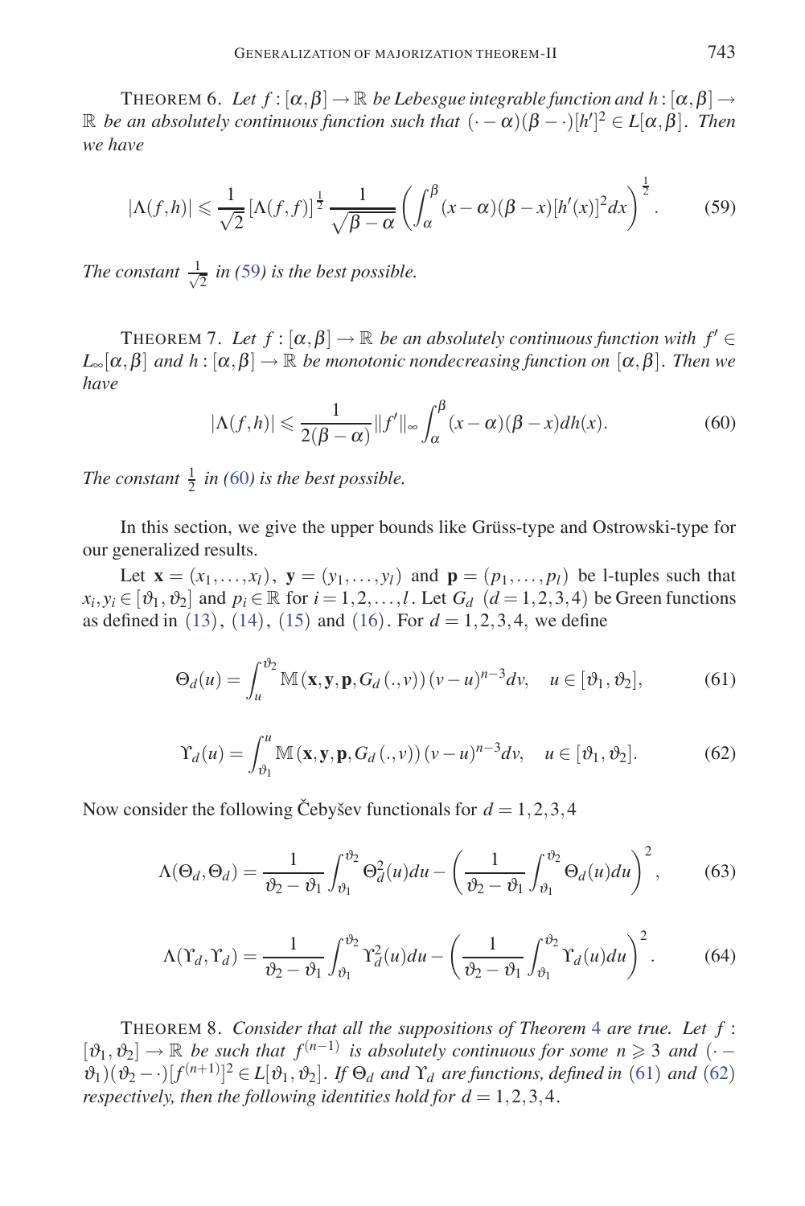THEOREM 6. *Let $f : [\alpha,\beta] \to \mathbb{R}$ be Lebesgue integrable function and $h : [\alpha,\beta] \to \mathbb{R}$ be an absolutely continuous function such that $(\cdot-\alpha)(\beta-\cdot)[h']^2 \in L[\alpha,\beta]$. Then we have*

$$|\Lambda(f,h)| \leqslant \frac{1}{\sqrt{2}}[\Lambda(f,f)]^{\frac{1}{2}} \frac{1}{\sqrt{\beta-\alpha}}\left(\int_{\alpha}^{\beta}(x-\alpha)(\beta-x)[h'(x)]^2dx\right)^{\frac{1}{2}}. \tag{59}$$

*The constant $\frac{1}{\sqrt{2}}$ in (59) is the best possible.*

THEOREM 7. *Let $f : [\alpha,\beta] \to \mathbb{R}$ be an absolutely continuous function with $f' \in L_{\infty}[\alpha,\beta]$ and $h : [\alpha,\beta] \to \mathbb{R}$ be monotonic nondecreasing function on $[\alpha,\beta]$. Then we have*

$$|\Lambda(f,h)| \leqslant \frac{1}{2(\beta-\alpha)}\|f'\|_{\infty}\int_{\alpha}^{\beta}(x-\alpha)(\beta-x)dh(x). \tag{60}$$

*The constant $\frac{1}{2}$ in (60) is the best possible.*

In this section, we give the upper bounds like Grüss-type and Ostrowski-type for our generalized results.

Let $\mathbf{x} = (x_1,\ldots,x_l)$, $\mathbf{y} = (y_1,\ldots,y_l)$ and $\mathbf{p} = (p_1,\ldots,p_l)$ be l-tuples such that $x_i, y_i \in [\vartheta_1,\vartheta_2]$ and $p_i \in \mathbb{R}$ for $i = 1,2,\ldots,l$. Let $G_d$ $(d = 1,2,3,4)$ be Green functions as defined in (13), (14), (15) and (16). For $d = 1,2,3,4$, we define

$$\Theta_d(u) = \int_u^{\vartheta_2}\mathbb{M}(\mathbf{x},\mathbf{y},\mathbf{p},G_d(.,v))(v-u)^{n-3}dv, \quad u \in [\vartheta_1,\vartheta_2], \tag{61}$$

$$\Upsilon_d(u) = \int_{\vartheta_1}^{u}\mathbb{M}(\mathbf{x},\mathbf{y},\mathbf{p},G_d(.,v))(v-u)^{n-3}dv, \quad u \in [\vartheta_1,\vartheta_2]. \tag{62}$$

Now consider the following Čebyšev functionals for $d = 1,2,3,4$

$$\Lambda(\Theta_d,\Theta_d) = \frac{1}{\vartheta_2-\vartheta_1}\int_{\vartheta_1}^{\vartheta_2}\Theta_d^2(u)du - \left(\frac{1}{\vartheta_2-\vartheta_1}\int_{\vartheta_1}^{\vartheta_2}\Theta_d(u)du\right)^2, \tag{63}$$

$$\Lambda(\Upsilon_d,\Upsilon_d) = \frac{1}{\vartheta_2-\vartheta_1}\int_{\vartheta_1}^{\vartheta_2}\Upsilon_d^2(u)du - \left(\frac{1}{\vartheta_2-\vartheta_1}\int_{\vartheta_1}^{\vartheta_2}\Upsilon_d(u)du\right)^2. \tag{64}$$

THEOREM 8. *Consider that all the suppositions of Theorem 4 are true. Let $f : [\vartheta_1,\vartheta_2] \to \mathbb{R}$ be such that $f^{(n-1)}$ is absolutely continuous for some $n \geqslant 3$ and $(\cdot-\vartheta_1)(\vartheta_2-\cdot)[f^{(n+1)}]^2 \in L[\vartheta_1,\vartheta_2]$. If $\Theta_d$ and $\Upsilon_d$ are functions, defined in (61) and (62) respectively, then the following identities hold for $d = 1,2,3,4$.*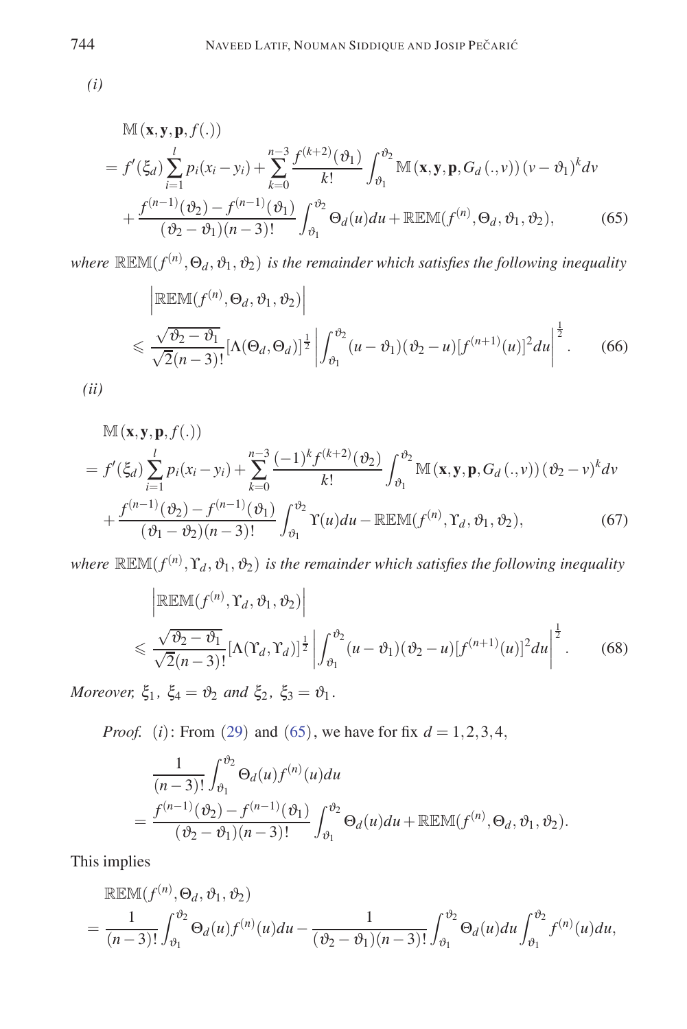*(i)*

$$
\begin{aligned}
&\mathbb{M}(\mathbf{x},\mathbf{y},\mathbf{p},f(.))\\
&= f'(\xi_d)\sum_{i=1}^{l} p_i(x_i-y_i) + \sum_{k=0}^{n-3}\frac{f^{(k+2)}(\vartheta_1)}{k!}\int_{\vartheta_1}^{\vartheta_2}\mathbb{M}(\mathbf{x},\mathbf{y},\mathbf{p},G_d(.,v))(v-\vartheta_1)^k dv\\
&\quad + \frac{f^{(n-1)}(\vartheta_2)-f^{(n-1)}(\vartheta_1)}{(\vartheta_2-\vartheta_1)(n-3)!}\int_{\vartheta_1}^{\vartheta_2}\Theta_d(u)du + \mathbb{REM}(f^{(n)},\Theta_d,\vartheta_1,\vartheta_2), \qquad (65)
\end{aligned}
$$

*where* $\mathbb{REM}(f^{(n)},\Theta_d,\vartheta_1,\vartheta_2)$ *is the remainder which satisfies the following inequality*

$$
\begin{aligned}
&\left|\mathbb{REM}(f^{(n)},\Theta_d,\vartheta_1,\vartheta_2)\right|\\
&\leqslant \frac{\sqrt{\vartheta_2-\vartheta_1}}{\sqrt{2}(n-3)!}[\Lambda(\Theta_d,\Theta_d)]^{\frac{1}{2}}\left|\int_{\vartheta_1}^{\vartheta_2}(u-\vartheta_1)(\vartheta_2-u)[f^{(n+1)}(u)]^2du\right|^{\frac{1}{2}}. \qquad (66)
\end{aligned}
$$

*(ii)*

$$
\begin{aligned}
&\mathbb{M}(\mathbf{x},\mathbf{y},\mathbf{p},f(.))\\
&= f'(\xi_d)\sum_{i=1}^{l} p_i(x_i-y_i) + \sum_{k=0}^{n-3}\frac{(-1)^k f^{(k+2)}(\vartheta_2)}{k!}\int_{\vartheta_1}^{\vartheta_2}\mathbb{M}(\mathbf{x},\mathbf{y},\mathbf{p},G_d(.,v))(\vartheta_2-v)^k dv\\
&\quad + \frac{f^{(n-1)}(\vartheta_2)-f^{(n-1)}(\vartheta_1)}{(\vartheta_1-\vartheta_2)(n-3)!}\int_{\vartheta_1}^{\vartheta_2}\Upsilon(u)du - \mathbb{REM}(f^{(n)},\Upsilon_d,\vartheta_1,\vartheta_2), \qquad (67)
\end{aligned}
$$

*where* $\mathbb{REM}(f^{(n)},\Upsilon_d,\vartheta_1,\vartheta_2)$ *is the remainder which satisfies the following inequality*

$$
\begin{aligned}
&\left|\mathbb{REM}(f^{(n)},\Upsilon_d,\vartheta_1,\vartheta_2)\right|\\
&\leqslant \frac{\sqrt{\vartheta_2-\vartheta_1}}{\sqrt{2}(n-3)!}[\Lambda(\Upsilon_d,\Upsilon_d)]^{\frac{1}{2}}\left|\int_{\vartheta_1}^{\vartheta_2}(u-\vartheta_1)(\vartheta_2-u)[f^{(n+1)}(u)]^2du\right|^{\frac{1}{2}}. \qquad (68)
\end{aligned}
$$

*Moreover,* $\xi_1,\ \xi_4=\vartheta_2$ *and* $\xi_2,\ \xi_3=\vartheta_1$.

*Proof.* $(i)$: From (29) and (65), we have for fix $d=1,2,3,4$,

$$
\begin{aligned}
&\frac{1}{(n-3)!}\int_{\vartheta_1}^{\vartheta_2}\Theta_d(u)f^{(n)}(u)du\\
&=\frac{f^{(n-1)}(\vartheta_2)-f^{(n-1)}(\vartheta_1)}{(\vartheta_2-\vartheta_1)(n-3)!}\int_{\vartheta_1}^{\vartheta_2}\Theta_d(u)du+\mathbb{REM}(f^{(n)},\Theta_d,\vartheta_1,\vartheta_2).
\end{aligned}
$$

This implies

$$
\begin{aligned}
&\mathbb{REM}(f^{(n)},\Theta_d,\vartheta_1,\vartheta_2)\\
&=\frac{1}{(n-3)!}\int_{\vartheta_1}^{\vartheta_2}\Theta_d(u)f^{(n)}(u)du-\frac{1}{(\vartheta_2-\vartheta_1)(n-3)!}\int_{\vartheta_1}^{\vartheta_2}\Theta_d(u)du\int_{\vartheta_1}^{\vartheta_2}f^{(n)}(u)du,
\end{aligned}
$$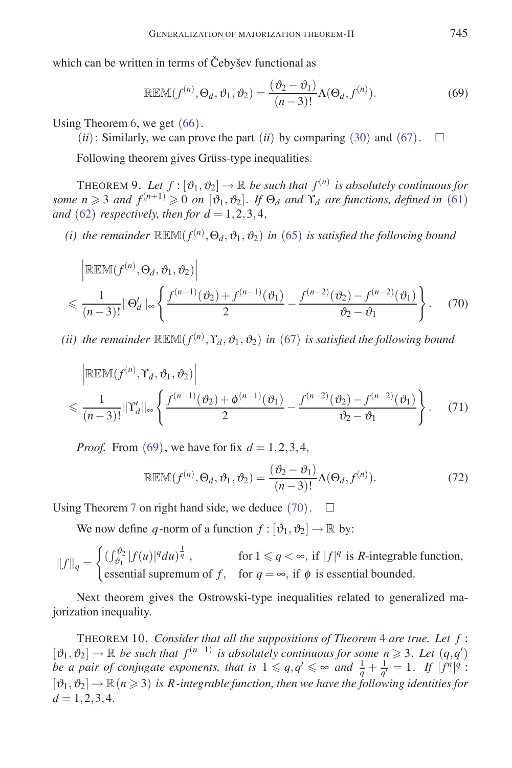which can be written in terms of Čebyšev functional as

$$\mathbb{REM}(f^{(n)}, \Theta_d, \vartheta_1, \vartheta_2) = \frac{(\vartheta_2 - \vartheta_1)}{(n-3)!}\Lambda(\Theta_d, f^{(n)}). \tag{69}$$

Using Theorem 6, we get (66).

$(ii)$: Similarly, we can prove the part $(ii)$ by comparing (30) and (67). $\square$

Following theorem gives Grüss-type inequalities.

THEOREM 9. *Let $f : [\vartheta_1, \vartheta_2] \to \mathbb{R}$ be such that $f^{(n)}$ is absolutely continuous for some $n \geqslant 3$ and $f^{(n+1)} \geqslant 0$ on $[\vartheta_1, \vartheta_2]$. If $\Theta_d$ and $\Upsilon_d$ are functions, defined in (61) and (62) respectively, then for $d = 1,2,3,4$,*

*(i) the remainder $\mathbb{REM}(f^{(n)}, \Theta_d, \vartheta_1, \vartheta_2)$ in (65) is satisfied the following bound*

$$\left|\mathbb{REM}(f^{(n)}, \Theta_d, \vartheta_1, \vartheta_2)\right| \leqslant \frac{1}{(n-3)!}\|\Theta_d'\|_\infty \left\{ \frac{f^{(n-1)}(\vartheta_2) + f^{(n-1)}(\vartheta_1)}{2} - \frac{f^{(n-2)}(\vartheta_2) - f^{(n-2)}(\vartheta_1)}{\vartheta_2 - \vartheta_1} \right\}. \tag{70}$$

*(ii) the remainder $\mathbb{REM}(f^{(n)}, \Upsilon_d, \vartheta_1, \vartheta_2)$ in (67) is satisfied the following bound*

$$\left|\mathbb{REM}(f^{(n)}, \Upsilon_d, \vartheta_1, \vartheta_2)\right| \leqslant \frac{1}{(n-3)!}\|\Upsilon_d'\|_\infty \left\{ \frac{f^{(n-1)}(\vartheta_2) + \phi^{(n-1)}(\vartheta_1)}{2} - \frac{f^{(n-2)}(\vartheta_2) - f^{(n-2)}(\vartheta_1)}{\vartheta_2 - \vartheta_1} \right\}. \tag{71}$$

*Proof.* From (69), we have for fix $d = 1,2,3,4$,

$$\mathbb{REM}(f^{(n)}, \Theta_d, \vartheta_1, \vartheta_2) = \frac{(\vartheta_2 - \vartheta_1)}{(n-3)!}\Lambda(\Theta_d, f^{(n)}). \tag{72}$$

Using Theorem 7 on right hand side, we deduce (70). $\square$

We now define $q$-norm of a function $f : [\vartheta_1, \vartheta_2] \to \mathbb{R}$ by:

$$\|f\|_q = \begin{cases} (\int_{\vartheta_1}^{\vartheta_2} |f(u)|^q du)^{\frac{1}{q}}, & \text{for } 1 \leqslant q < \infty, \text{ if } |f|^q \text{ is } R\text{-integrable function,} \\ \text{essential supremum of } f, & \text{for } q = \infty, \text{ if } \phi \text{ is essential bounded.} \end{cases}$$

Next theorem gives the Ostrowski-type inequalities related to generalized majorization inequality.

THEOREM 10. *Consider that all the suppositions of Theorem 4 are true. Let $f : [\vartheta_1, \vartheta_2] \to \mathbb{R}$ be such that $f^{(n-1)}$ is absolutely continuous for some $n \geqslant 3$. Let $(q, q')$ be a pair of conjugate exponents, that is $1 \leqslant q, q' \leqslant \infty$ and $\frac{1}{q} + \frac{1}{q'} = 1$. If $|f^n|^q : [\vartheta_1, \vartheta_2] \to \mathbb{R}\,(n \geqslant 3)$ is $R$-integrable function, then we have the following identities for $d = 1,2,3,4$.*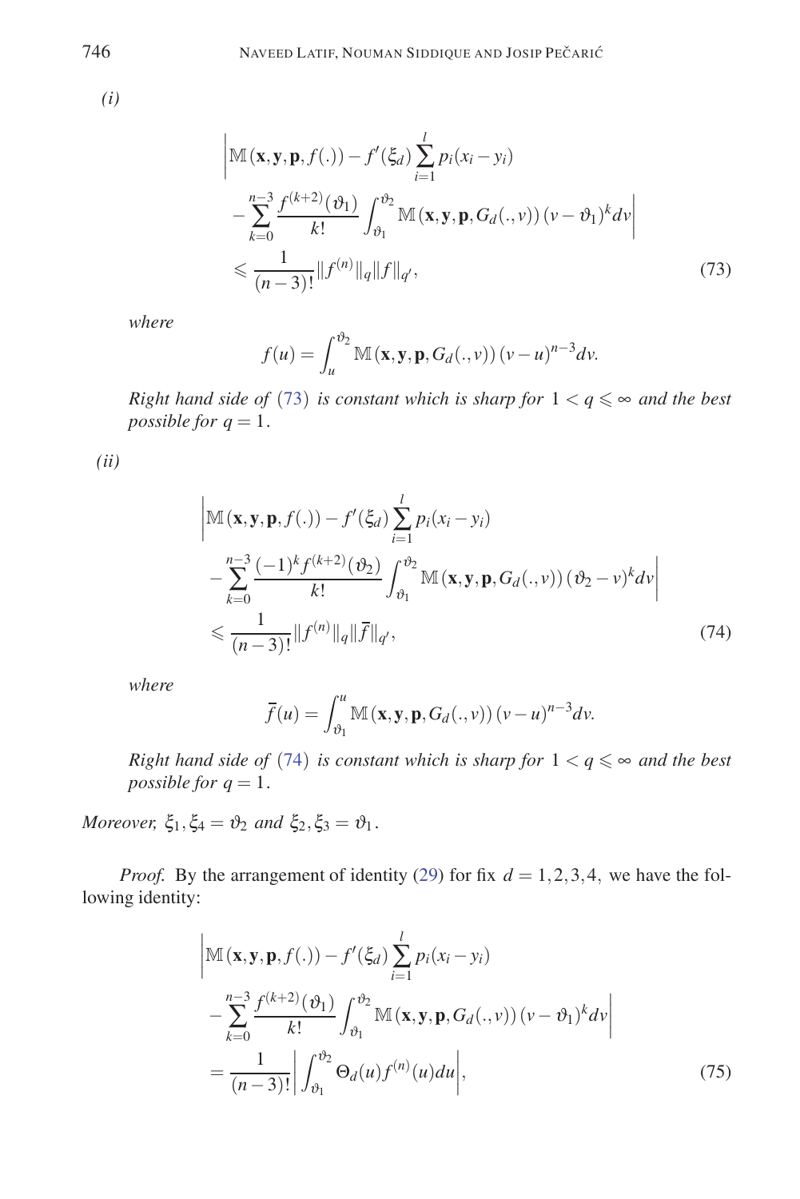*(i)*

$$
\begin{aligned}
&\left|\mathbb{M}(\mathbf{x},\mathbf{y},\mathbf{p},f(.)) - f'(\xi_d)\sum_{i=1}^{l} p_i(x_i-y_i)\right. \\
&\left. -\sum_{k=0}^{n-3}\frac{f^{(k+2)}(\vartheta_1)}{k!}\int_{\vartheta_1}^{\vartheta_2}\mathbb{M}(\mathbf{x},\mathbf{y},\mathbf{p},G_d(.,v))(v-\vartheta_1)^k dv\right| \\
&\leqslant \frac{1}{(n-3)!}\|f^{(n)}\|_q\|f\|_{q'},
\end{aligned}
\tag{73}
$$

*where*

$$
f(u) = \int_u^{\vartheta_2}\mathbb{M}(\mathbf{x},\mathbf{y},\mathbf{p},G_d(.,v))(v-u)^{n-3}dv.
$$

*Right hand side of* (73) *is constant which is sharp for* $1 < q \leqslant \infty$ *and the best possible for* $q = 1$.

*(ii)*

$$
\begin{aligned}
&\left|\mathbb{M}(\mathbf{x},\mathbf{y},\mathbf{p},f(.)) - f'(\xi_d)\sum_{i=1}^{l} p_i(x_i-y_i)\right. \\
&\left. -\sum_{k=0}^{n-3}\frac{(-1)^k f^{(k+2)}(\vartheta_2)}{k!}\int_{\vartheta_1}^{\vartheta_2}\mathbb{M}(\mathbf{x},\mathbf{y},\mathbf{p},G_d(.,v))(\vartheta_2-v)^k dv\right| \\
&\leqslant \frac{1}{(n-3)!}\|f^{(n)}\|_q\|\overline{f}\|_{q'},
\end{aligned}
\tag{74}
$$

*where*

$$
\overline{f}(u) = \int_{\vartheta_1}^{u}\mathbb{M}(\mathbf{x},\mathbf{y},\mathbf{p},G_d(.,v))(v-u)^{n-3}dv.
$$

*Right hand side of* (74) *is constant which is sharp for* $1 < q \leqslant \infty$ *and the best possible for* $q = 1$.

*Moreover,* $\xi_1, \xi_4 = \vartheta_2$ *and* $\xi_2, \xi_3 = \vartheta_1$.

*Proof.* By the arrangement of identity (29) for fix $d = 1,2,3,4$, we have the following identity:

$$
\begin{aligned}
&\left|\mathbb{M}(\mathbf{x},\mathbf{y},\mathbf{p},f(.)) - f'(\xi_d)\sum_{i=1}^{l} p_i(x_i-y_i)\right. \\
&\left. -\sum_{k=0}^{n-3}\frac{f^{(k+2)}(\vartheta_1)}{k!}\int_{\vartheta_1}^{\vartheta_2}\mathbb{M}(\mathbf{x},\mathbf{y},\mathbf{p},G_d(.,v))(v-\vartheta_1)^k dv\right| \\
&= \frac{1}{(n-3)!}\left|\int_{\vartheta_1}^{\vartheta_2}\Theta_d(u)f^{(n)}(u)du\right|,
\end{aligned}
\tag{75}
$$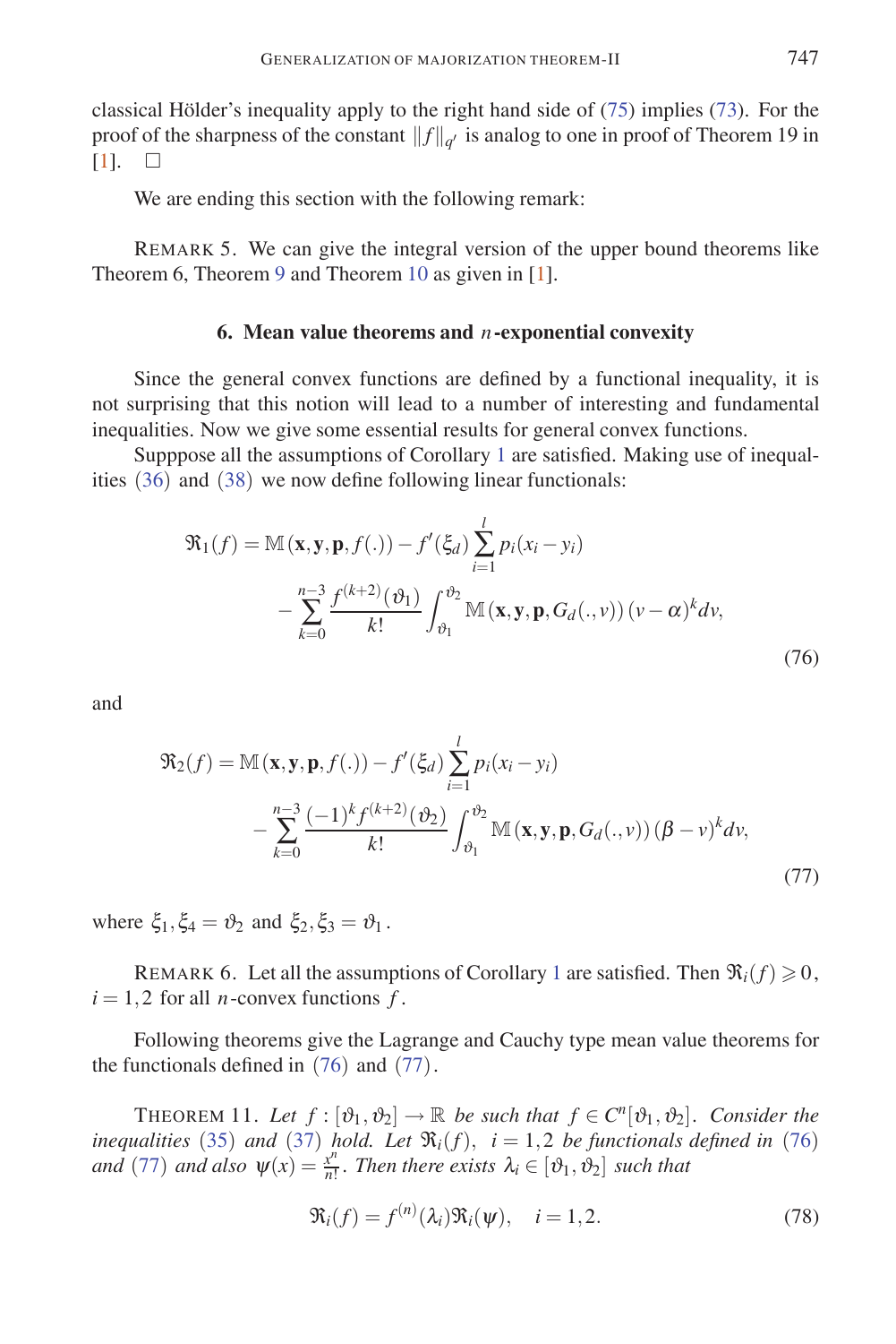classical Hölder's inequality apply to the right hand side of (75) implies (73). For the proof of the sharpness of the constant $\|f\|_{q'}$ is analog to one in proof of Theorem 19 in [1]. $\square$

We are ending this section with the following remark:

REMARK 5. We can give the integral version of the upper bound theorems like Theorem 6, Theorem 9 and Theorem 10 as given in [1].

## 6. Mean value theorems and $n$-exponential convexity

Since the general convex functions are defined by a functional inequality, it is not surprising that this notion will lead to a number of interesting and fundamental inequalities. Now we give some essential results for general convex functions.

Suppose all the assumptions of Corollary 1 are satisfied. Making use of inequalities (36) and (38) we now define following linear functionals:

$$\begin{aligned}\mathfrak{R}_1(f) = {} & \mathbb{M}(\mathbf{x},\mathbf{y},\mathbf{p},f(.)) - f'(\xi_d)\sum_{i=1}^{l} p_i(x_i-y_i) \\ & - \sum_{k=0}^{n-3}\frac{f^{(k+2)}(\vartheta_1)}{k!}\int_{\vartheta_1}^{\vartheta_2}\mathbb{M}(\mathbf{x},\mathbf{y},\mathbf{p},G_d(.,v))\,(v-\alpha)^k dv,\end{aligned} \tag{76}$$

and

$$\begin{aligned}\mathfrak{R}_2(f) = {} & \mathbb{M}(\mathbf{x},\mathbf{y},\mathbf{p},f(.)) - f'(\xi_d)\sum_{i=1}^{l} p_i(x_i-y_i) \\ & - \sum_{k=0}^{n-3}\frac{(-1)^k f^{(k+2)}(\vartheta_2)}{k!}\int_{\vartheta_1}^{\vartheta_2}\mathbb{M}(\mathbf{x},\mathbf{y},\mathbf{p},G_d(.,v))\,(\beta-v)^k dv,\end{aligned} \tag{77}$$

where $\xi_1,\xi_4 = \vartheta_2$ and $\xi_2,\xi_3 = \vartheta_1$.

REMARK 6. Let all the assumptions of Corollary 1 are satisfied. Then $\mathfrak{R}_i(f) \geqslant 0$, $i=1,2$ for all $n$-convex functions $f$.

Following theorems give the Lagrange and Cauchy type mean value theorems for the functionals defined in (76) and (77).

THEOREM 11. *Let $f : [\vartheta_1,\vartheta_2] \to \mathbb{R}$ be such that $f \in C^n[\vartheta_1,\vartheta_2]$. Consider the inequalities (35) and (37) hold. Let $\mathfrak{R}_i(f)$, $i=1,2$ be functionals defined in (76) and (77) and also $\psi(x) = \frac{x^n}{n!}$. Then there exists $\lambda_i \in [\vartheta_1,\vartheta_2]$ such that*

$$\mathfrak{R}_i(f) = f^{(n)}(\lambda_i)\mathfrak{R}_i(\psi), \quad i=1,2. \tag{78}$$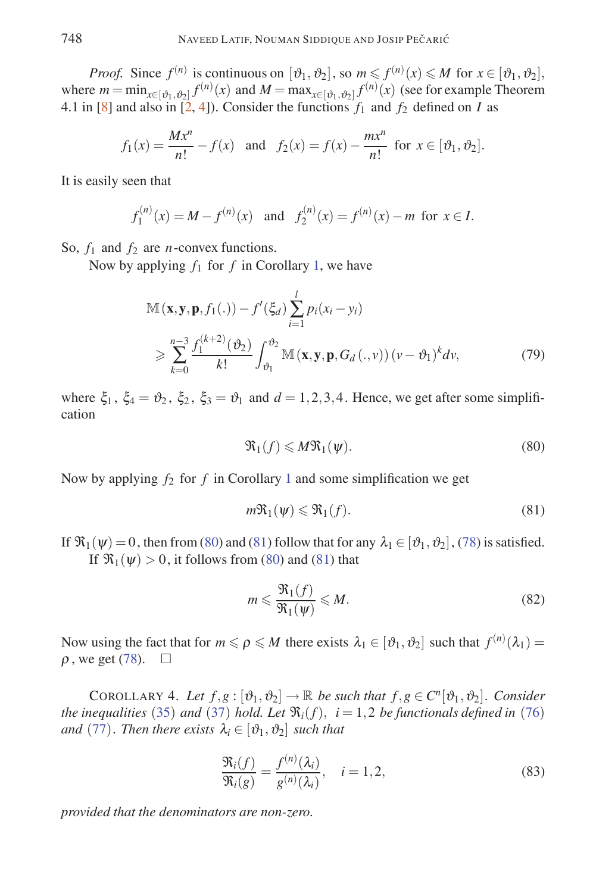*Proof.* Since $f^{(n)}$ is continuous on $[\vartheta_1, \vartheta_2]$, so $m \leqslant f^{(n)}(x) \leqslant M$ for $x \in [\vartheta_1, \vartheta_2]$, where $m = \min_{x\in[\vartheta_1,\vartheta_2]} f^{(n)}(x)$ and $M = \max_{x\in[\vartheta_1,\vartheta_2]} f^{(n)}(x)$ (see for example Theorem 4.1 in [8] and also in [2, 4]). Consider the functions $f_1$ and $f_2$ defined on $I$ as

$$f_1(x) = \frac{Mx^n}{n!} - f(x) \quad \text{and} \quad f_2(x) = f(x) - \frac{mx^n}{n!} \quad \text{for } x \in [\vartheta_1, \vartheta_2].$$

It is easily seen that

$$f_1^{(n)}(x) = M - f^{(n)}(x) \quad \text{and} \quad f_2^{(n)}(x) = f^{(n)}(x) - m \quad \text{for } x \in I.$$

So, $f_1$ and $f_2$ are $n$-convex functions.

Now by applying $f_1$ for $f$ in Corollary 1, we have

$$\mathbb{M}(\mathbf{x}, \mathbf{y}, \mathbf{p}, f_1(.)) - f'(\xi_d) \sum_{i=1}^{l} p_i(x_i - y_i) \geqslant \sum_{k=0}^{n-3} \frac{f_1^{(k+2)}(\vartheta_2)}{k!} \int_{\vartheta_1}^{\vartheta_2} \mathbb{M}(\mathbf{x}, \mathbf{y}, \mathbf{p}, G_d(., v)) (v - \vartheta_1)^k dv, \tag{79}$$

where $\xi_1,\ \xi_4 = \vartheta_2,\ \xi_2,\ \xi_3 = \vartheta_1$ and $d = 1, 2, 3, 4$. Hence, we get after some simplification

$$\Re_1(f) \leqslant M \Re_1(\psi). \tag{80}$$

Now by applying $f_2$ for $f$ in Corollary 1 and some simplification we get

$$m \Re_1(\psi) \leqslant \Re_1(f). \tag{81}$$

If $\Re_1(\psi) = 0$, then from (80) and (81) follow that for any $\lambda_1 \in [\vartheta_1, \vartheta_2]$, (78) is satisfied.

If $\Re_1(\psi) > 0$, it follows from (80) and (81) that

$$m \leqslant \frac{\Re_1(f)}{\Re_1(\psi)} \leqslant M. \tag{82}$$

Now using the fact that for $m \leqslant \rho \leqslant M$ there exists $\lambda_1 \in [\vartheta_1, \vartheta_2]$ such that $f^{(n)}(\lambda_1) = \rho$, we get (78). $\square$

COROLLARY 4. *Let $f, g : [\vartheta_1, \vartheta_2] \to \mathbb{R}$ be such that $f, g \in C^n[\vartheta_1, \vartheta_2]$. Consider the inequalities (35) and (37) hold. Let $\Re_i(f)$, $i = 1, 2$ be functionals defined in (76) and (77). Then there exists $\lambda_i \in [\vartheta_1, \vartheta_2]$ such that*

$$\frac{\Re_i(f)}{\Re_i(g)} = \frac{f^{(n)}(\lambda_i)}{g^{(n)}(\lambda_i)}, \quad i = 1, 2, \tag{83}$$

*provided that the denominators are non-zero.*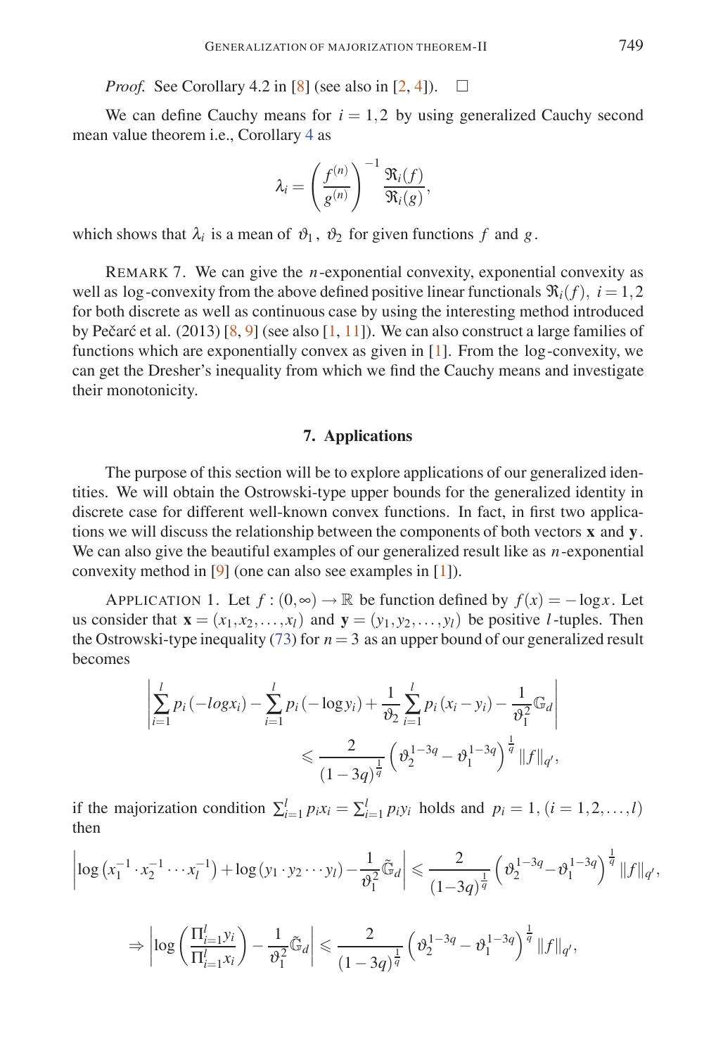*Proof.* See Corollary 4.2 in [8] (see also in [2, 4]). □

We can define Cauchy means for $i = 1,2$ by using generalized Cauchy second mean value theorem i.e., Corollary 4 as

$$\lambda_i = \left(\frac{f^{(n)}}{g^{(n)}}\right)^{-1} \frac{\mathfrak{R}_i(f)}{\mathfrak{R}_i(g)},$$

which shows that $\lambda_i$ is a mean of $\vartheta_1$, $\vartheta_2$ for given functions $f$ and $g$.

REMARK 7. We can give the $n$-exponential convexity, exponential convexity as well as log-convexity from the above defined positive linear functionals $\mathfrak{R}_i(f)$, $i = 1,2$ for both discrete as well as continuous case by using the interesting method introduced by Pečarić et al. (2013) [8, 9] (see also [1, 11]). We can also construct a large families of functions which are exponentially convex as given in [1]. From the log-convexity, we can get the Dresher's inequality from which we find the Cauchy means and investigate their monotonicity.

## 7. Applications

The purpose of this section will be to explore applications of our generalized identities. We will obtain the Ostrowski-type upper bounds for the generalized identity in discrete case for different well-known convex functions. In fact, in first two applications we will discuss the relationship between the components of both vectors $\mathbf{x}$ and $\mathbf{y}$. We can also give the beautiful examples of our generalized result like as $n$-exponential convexity method in [9] (one can also see examples in [1]).

APPLICATION 1. Let $f : (0,\infty) \to \mathbb{R}$ be function defined by $f(x) = -\log x$. Let us consider that $\mathbf{x} = (x_1, x_2, \ldots, x_l)$ and $\mathbf{y} = (y_1, y_2, \ldots, y_l)$ be positive $l$-tuples. Then the Ostrowski-type inequality (73) for $n = 3$ as an upper bound of our generalized result becomes

$$\left|\sum_{i=1}^{l} p_i \left(-log x_i\right) - \sum_{i=1}^{l} p_i \left(-\log y_i\right) + \frac{1}{\vartheta_2} \sum_{i=1}^{l} p_i \left(x_i - y_i\right) - \frac{1}{\vartheta_1^2} \mathbb{G}_d\right| \leqslant \frac{2}{(1-3q)^{\frac{1}{q}}} \left(\vartheta_2^{1-3q} - \vartheta_1^{1-3q}\right)^{\frac{1}{q}} \|f\|_{q'},$$

if the majorization condition $\sum_{i=1}^{l} p_i x_i = \sum_{i=1}^{l} p_i y_i$ holds and $p_i = 1, (i = 1,2,\ldots,l)$ then

$$\left|\log\left(x_1^{-1} \cdot x_2^{-1} \cdots x_l^{-1}\right) + \log\left(y_1 \cdot y_2 \cdots y_l\right) - \frac{1}{\vartheta_1^2} \tilde{\mathbb{G}}_d\right| \leqslant \frac{2}{(1-3q)^{\frac{1}{q}}} \left(\vartheta_2^{1-3q} - \vartheta_1^{1-3q}\right)^{\frac{1}{q}} \|f\|_{q'},$$

$$\Rightarrow \left|\log\left(\frac{\Pi_{i=1}^{l} y_i}{\Pi_{i=1}^{l} x_i}\right) - \frac{1}{\vartheta_1^2} \tilde{\mathbb{G}}_d\right| \leqslant \frac{2}{(1-3q)^{\frac{1}{q}}} \left(\vartheta_2^{1-3q} - \vartheta_1^{1-3q}\right)^{\frac{1}{q}} \|f\|_{q'},$$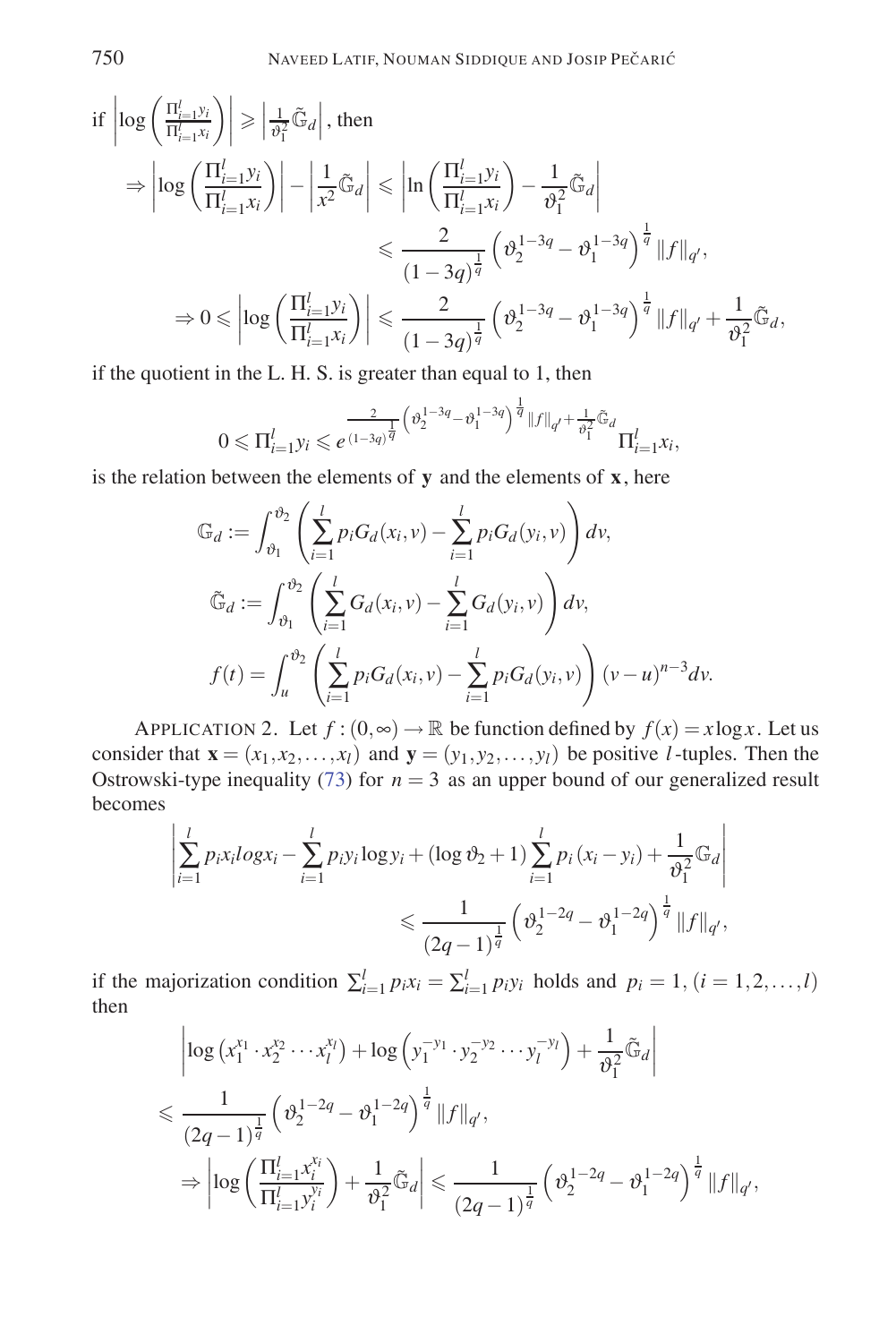if $\left|\log\left(\frac{\Pi_{i=1}^{l}y_i}{\Pi_{i=1}^{l}x_i}\right)\right| \geqslant \left|\frac{1}{\vartheta_1^2}\tilde{\mathbb{G}}_d\right|$, then

$$\Rightarrow \left|\log\left(\frac{\Pi_{i=1}^{l}y_i}{\Pi_{i=1}^{l}x_i}\right)\right| - \left|\frac{1}{x^2}\tilde{\mathbb{G}}_d\right| \leqslant \left|\ln\left(\frac{\Pi_{i=1}^{l}y_i}{\Pi_{i=1}^{l}x_i}\right) - \frac{1}{\vartheta_1^2}\tilde{\mathbb{G}}_d\right|$$

$$\leqslant \frac{2}{(1-3q)^{\frac{1}{q}}}\left(\vartheta_2^{1-3q} - \vartheta_1^{1-3q}\right)^{\frac{1}{q}} \|f\|_{q'},$$

$$\Rightarrow 0 \leqslant \left|\log\left(\frac{\Pi_{i=1}^{l}y_i}{\Pi_{i=1}^{l}x_i}\right)\right| \leqslant \frac{2}{(1-3q)^{\frac{1}{q}}}\left(\vartheta_2^{1-3q} - \vartheta_1^{1-3q}\right)^{\frac{1}{q}} \|f\|_{q'} + \frac{1}{\vartheta_1^2}\tilde{\mathbb{G}}_d,$$

if the quotient in the L. H. S. is greater than equal to 1, then

$$0 \leqslant \Pi_{i=1}^{l}y_i \leqslant e^{\frac{2}{(1-3q)^{\frac{1}{q}}}\left(\vartheta_2^{1-3q} - \vartheta_1^{1-3q}\right)^{\frac{1}{q}} \|f\|_{q'} + \frac{1}{\vartheta_1^2}\tilde{\mathbb{G}}_d} \Pi_{i=1}^{l}x_i,$$

is the relation between the elements of $\mathbf{y}$ and the elements of $\mathbf{x}$, here

$$\mathbb{G}_d := \int_{\vartheta_1}^{\vartheta_2}\left(\sum_{i=1}^{l}p_iG_d(x_i,v) - \sum_{i=1}^{l}p_iG_d(y_i,v)\right)dv,$$

$$\tilde{\mathbb{G}}_d := \int_{\vartheta_1}^{\vartheta_2}\left(\sum_{i=1}^{l}G_d(x_i,v) - \sum_{i=1}^{l}G_d(y_i,v)\right)dv,$$

$$f(t) = \int_{u}^{\vartheta_2}\left(\sum_{i=1}^{l}p_iG_d(x_i,v) - \sum_{i=1}^{l}p_iG_d(y_i,v)\right)(v-u)^{n-3}dv.$$

APPLICATION 2. Let $f:(0,\infty)\to\mathbb{R}$ be function defined by $f(x) = x\log x$. Let us consider that $\mathbf{x} = (x_1,x_2,\ldots,x_l)$ and $\mathbf{y} = (y_1,y_2,\ldots,y_l)$ be positive $l$-tuples. Then the Ostrowski-type inequality (73) for $n=3$ as an upper bound of our generalized result becomes

$$\left|\sum_{i=1}^{l}p_ix_ilogx_i - \sum_{i=1}^{l}p_iy_i\log y_i + (\log\vartheta_2 + 1)\sum_{i=1}^{l}p_i(x_i - y_i) + \frac{1}{\vartheta_1^2}\mathbb{G}_d\right|$$

$$\leqslant \frac{1}{(2q-1)^{\frac{1}{q}}}\left(\vartheta_2^{1-2q} - \vartheta_1^{1-2q}\right)^{\frac{1}{q}} \|f\|_{q'},$$

if the majorization condition $\sum_{i=1}^{l}p_ix_i = \sum_{i=1}^{l}p_iy_i$ holds and $p_i = 1, (i = 1,2,\ldots,l)$ then

$$\left|\log\left(x_1^{x_1}\cdot x_2^{x_2}\cdots x_l^{x_l}\right) + \log\left(y_1^{-y_1}\cdot y_2^{-y_2}\cdots y_l^{-y_l}\right) + \frac{1}{\vartheta_1^2}\tilde{\mathbb{G}}_d\right|$$

$$\leqslant \frac{1}{(2q-1)^{\frac{1}{q}}}\left(\vartheta_2^{1-2q} - \vartheta_1^{1-2q}\right)^{\frac{1}{q}} \|f\|_{q'},$$

$$\Rightarrow \left|\log\left(\frac{\Pi_{i=1}^{l}x_i^{x_i}}{\Pi_{i=1}^{l}y_i^{y_i}}\right) + \frac{1}{\vartheta_1^2}\tilde{\mathbb{G}}_d\right| \leqslant \frac{1}{(2q-1)^{\frac{1}{q}}}\left(\vartheta_2^{1-2q} - \vartheta_1^{1-2q}\right)^{\frac{1}{q}} \|f\|_{q'},$$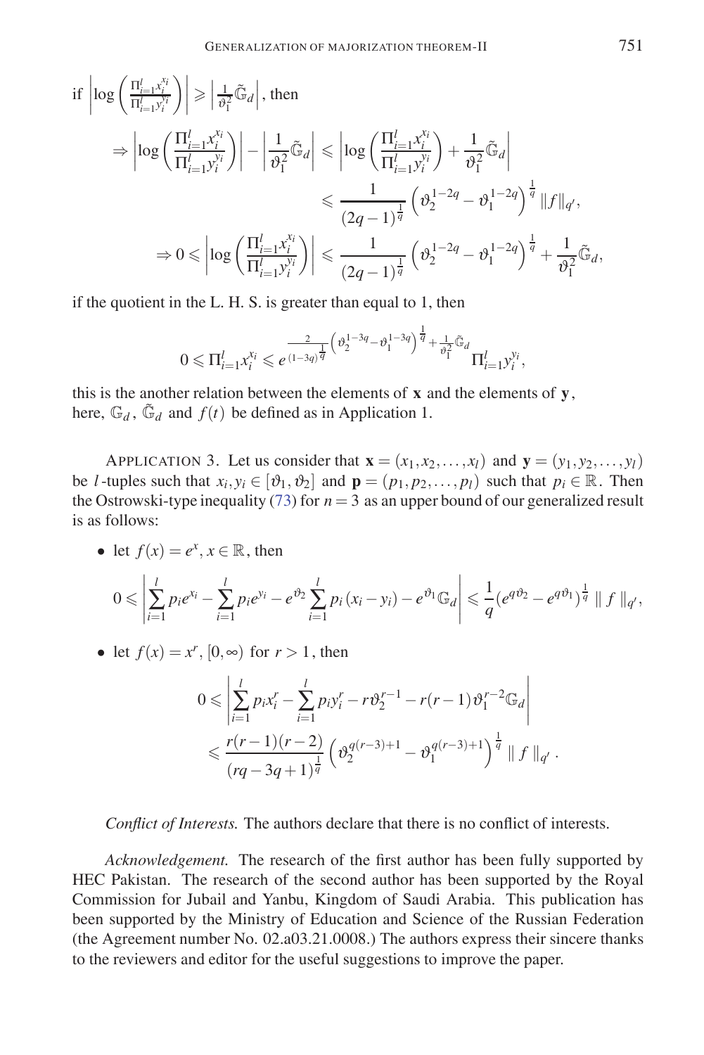if $\left|\log\left(\frac{\Pi_{i=1}^{l} x_i^{x_i}}{\Pi_{i=1}^{l} y_i^{y_i}}\right)\right| \geqslant \left|\frac{1}{\vartheta_1^2}\tilde{\mathbb{G}}_d\right|$, then

$$
\begin{aligned}
\Rightarrow \left|\log\left(\frac{\Pi_{i=1}^{l} x_i^{x_i}}{\Pi_{i=1}^{l} y_i^{y_i}}\right)\right| - \left|\frac{1}{\vartheta_1^2}\tilde{\mathbb{G}}_d\right| &\leqslant \left|\log\left(\frac{\Pi_{i=1}^{l} x_i^{x_i}}{\Pi_{i=1}^{l} y_i^{y_i}}\right) + \frac{1}{\vartheta_1^2}\tilde{\mathbb{G}}_d\right| \\
&\leqslant \frac{1}{(2q-1)^{\frac{1}{q}}}\left(\vartheta_2^{1-2q} - \vartheta_1^{1-2q}\right)^{\frac{1}{q}} \|f\|_{q'}, \\
\Rightarrow 0 \leqslant \left|\log\left(\frac{\Pi_{i=1}^{l} x_i^{x_i}}{\Pi_{i=1}^{l} y_i^{y_i}}\right)\right| &\leqslant \frac{1}{(2q-1)^{\frac{1}{q}}}\left(\vartheta_2^{1-2q} - \vartheta_1^{1-2q}\right)^{\frac{1}{q}} + \frac{1}{\vartheta_1^2}\tilde{\mathbb{G}}_d,
\end{aligned}
$$

if the quotient in the L. H. S. is greater than equal to 1, then

$$
0 \leqslant \Pi_{i=1}^{l} x_i^{x_i} \leqslant e^{\frac{2}{(1-3q)^{\frac{1}{q}}}\left(\vartheta_2^{1-3q} - \vartheta_1^{1-3q}\right)^{\frac{1}{q}} + \frac{1}{\vartheta_1^2}\tilde{\mathbb{G}}_d} \Pi_{i=1}^{l} y_i^{y_i},
$$

this is the another relation between the elements of $\mathbf{x}$ and the elements of $\mathbf{y}$, here, $\mathbb{G}_d$, $\tilde{\mathbb{G}}_d$ and $f(t)$ be defined as in Application 1.

APPLICATION 3. Let us consider that $\mathbf{x} = (x_1, x_2, \ldots, x_l)$ and $\mathbf{y} = (y_1, y_2, \ldots, y_l)$ be $l$-tuples such that $x_i, y_i \in [\vartheta_1, \vartheta_2]$ and $\mathbf{p} = (p_1, p_2, \ldots, p_l)$ such that $p_i \in \mathbb{R}$. Then the Ostrowski-type inequality (73) for $n = 3$ as an upper bound of our generalized result is as follows:

- let $f(x) = e^x$, $x \in \mathbb{R}$, then

$$
0 \leqslant \left|\sum_{i=1}^{l} p_i e^{x_i} - \sum_{i=1}^{l} p_i e^{y_i} - e^{\vartheta_2}\sum_{i=1}^{l} p_i (x_i - y_i) - e^{\vartheta_1}\mathbb{G}_d\right| \leqslant \frac{1}{q}(e^{q\vartheta_2} - e^{q\vartheta_1})^{\frac{1}{q}} \parallel f \parallel_{q'},
$$

- let $f(x) = x^r$, $[0, \infty)$ for $r > 1$, then

$$
\begin{aligned}
0 &\leqslant \left|\sum_{i=1}^{l} p_i x_i^r - \sum_{i=1}^{l} p_i y_i^r - r\vartheta_2^{r-1} - r(r-1)\vartheta_1^{r-2}\mathbb{G}_d\right| \\
&\leqslant \frac{r(r-1)(r-2)}{(rq - 3q + 1)^{\frac{1}{q}}}\left(\vartheta_2^{q(r-3)+1} - \vartheta_1^{q(r-3)+1}\right)^{\frac{1}{q}} \parallel f \parallel_{q'}.
\end{aligned}
$$

*Conflict of Interests.* The authors declare that there is no conflict of interests.

*Acknowledgement.* The research of the first author has been fully supported by HEC Pakistan. The research of the second author has been supported by the Royal Commission for Jubail and Yanbu, Kingdom of Saudi Arabia. This publication has been supported by the Ministry of Education and Science of the Russian Federation (the Agreement number No. 02.a03.21.0008.) The authors express their sincere thanks to the reviewers and editor for the useful suggestions to improve the paper.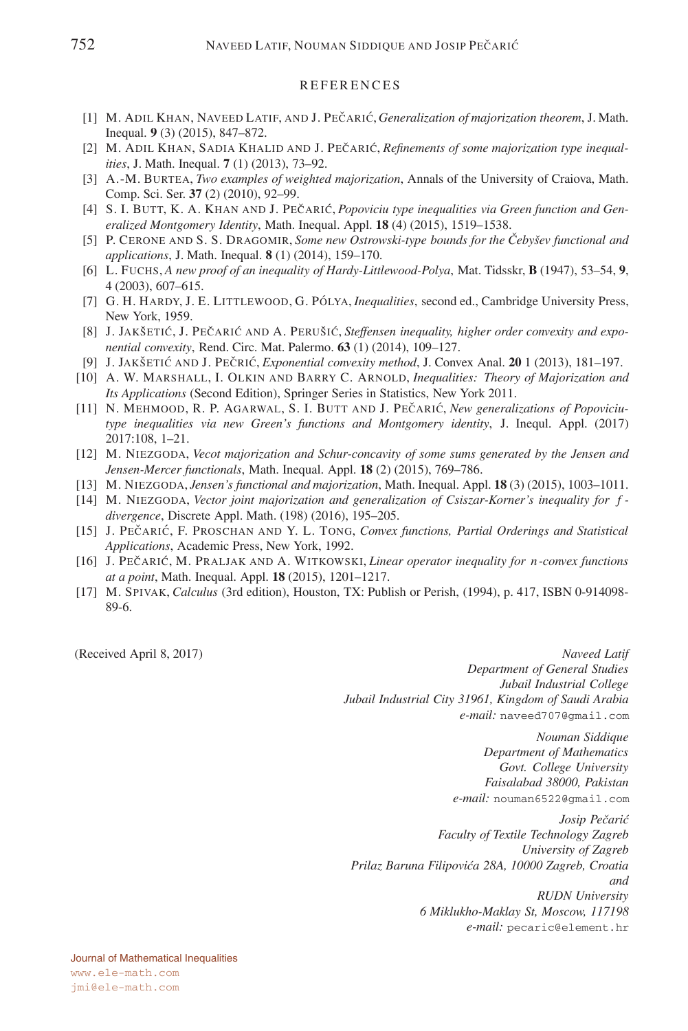## REFERENCES

[1] M. Adil Khan, Naveed Latif, and J. Pečarić, *Generalization of majorization theorem*, J. Math. Inequal. **9** (3) (2015), 847–872.

[2] M. Adil Khan, Sadia Khalid and J. Pečarić, *Refinements of some majorization type inequalities*, J. Math. Inequal. **7** (1) (2013), 73–92.

[3] A.-M. Burtea, *Two examples of weighted majorization*, Annals of the University of Craiova, Math. Comp. Sci. Ser. **37** (2) (2010), 92–99.

[4] S. I. Butt, K. A. Khan and J. Pečarić, *Popoviciu type inequalities via Green function and Generalized Montgomery Identity*, Math. Inequal. Appl. **18** (4) (2015), 1519–1538.

[5] P. Cerone and S. S. Dragomir, *Some new Ostrowski-type bounds for the Čebyšev functional and applications*, J. Math. Inequal. **8** (1) (2014), 159–170.

[6] L. Fuchs, *A new proof of an inequality of Hardy-Littlewood-Polya*, Mat. Tidsskr, **B** (1947), 53–54, **9**, 4 (2003), 607–615.

[7] G. H. Hardy, J. E. Littlewood, G. Pólya, *Inequalities*, second ed., Cambridge University Press, New York, 1959.

[8] J. Jakšetić, J. Pečarić and A. Perušić, *Steffensen inequality, higher order convexity and exponential convexity*, Rend. Circ. Mat. Palermo. **63** (1) (2014), 109–127.

[9] J. Jakšetić and J. Pečrić, *Exponential convexity method*, J. Convex Anal. **20** 1 (2013), 181–197.

[10] A. W. Marshall, I. Olkin and Barry C. Arnold, *Inequalities: Theory of Majorization and Its Applications* (Second Edition), Springer Series in Statistics, New York 2011.

[11] N. Mehmood, R. P. Agarwal, S. I. Butt and J. Pečarić, *New generalizations of Popoviciu-type inequalities via new Green's functions and Montgomery identity*, J. Inequl. Appl. (2017) 2017:108, 1–21.

[12] M. Niezgoda, *Vecot majorization and Schur-concavity of some sums generated by the Jensen and Jensen-Mercer functionals*, Math. Inequal. Appl. **18** (2) (2015), 769–786.

[13] M. Niezgoda, *Jensen's functional and majorization*, Math. Inequal. Appl. **18** (3) (2015), 1003–1011.

[14] M. Niezgoda, *Vector joint majorization and generalization of Csiszar-Korner's inequality for $f$-divergence*, Discrete Appl. Math. (198) (2016), 195–205.

[15] J. Pečarić, F. Proschan and Y. L. Tong, *Convex functions, Partial Orderings and Statistical Applications*, Academic Press, New York, 1992.

[16] J. Pečarić, M. Praljak and A. Witkowski, *Linear operator inequality for $n$-convex functions at a point*, Math. Inequal. Appl. **18** (2015), 1201–1217.

[17] M. Spivak, *Calculus* (3rd edition), Houston, TX: Publish or Perish, (1994), p. 417, ISBN 0-914098-89-6.

(Received April 8, 2017)

*Naveed Latif*
*Department of General Studies*
*Jubail Industrial College*
*Jubail Industrial City 31961, Kingdom of Saudi Arabia*
*e-mail:* naveed707@gmail.com

*Nouman Siddique*
*Department of Mathematics*
*Govt. College University*
*Faisalabad 38000, Pakistan*
*e-mail:* nouman6522@gmail.com

*Josip Pečarić*
*Faculty of Textile Technology Zagreb*
*University of Zagreb*
*Prilaz Baruna Filipovića 28A, 10000 Zagreb, Croatia*
*and*
*RUDN University*
*6 Miklukho-Maklay St, Moscow, 117198*
*e-mail:* pecaric@element.hr